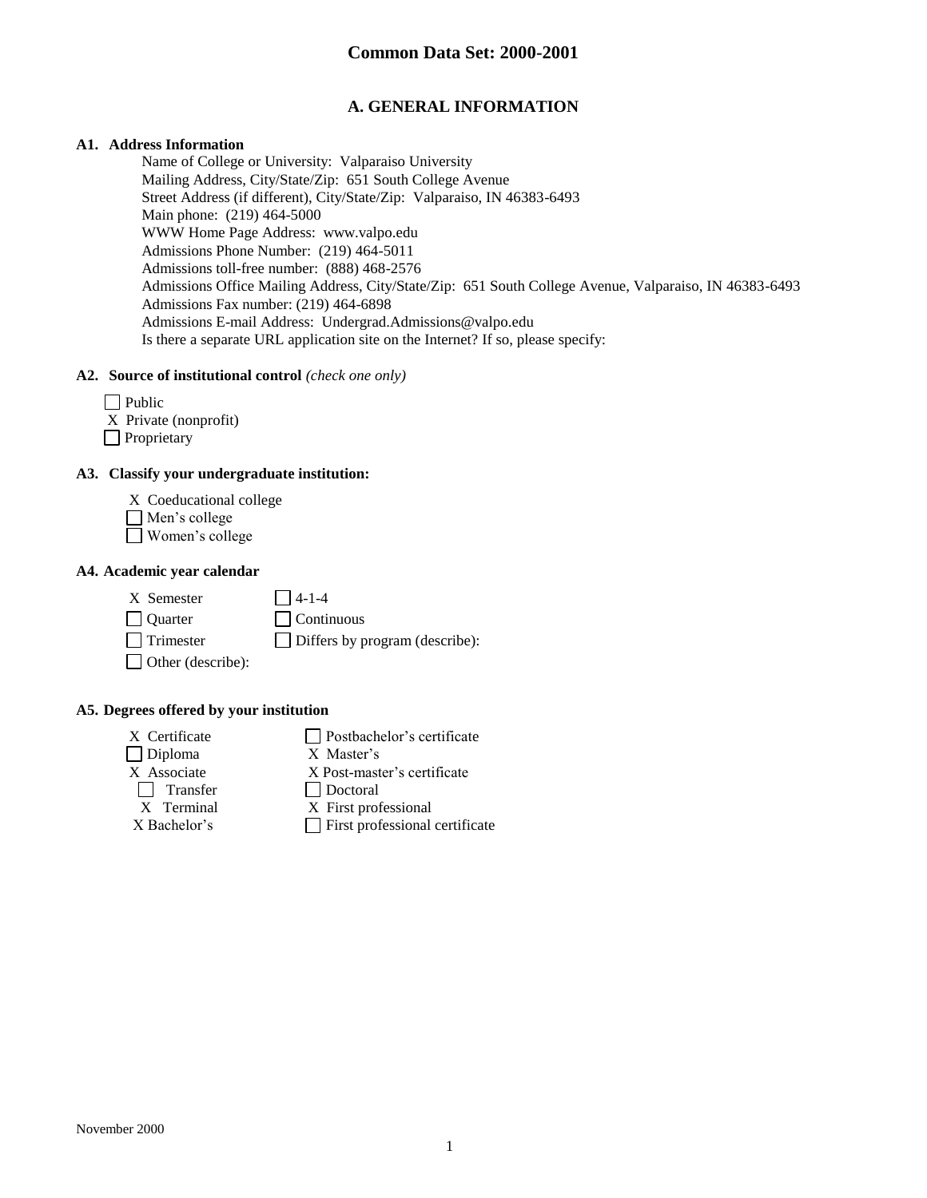# Common Data Set: 2000-2001

## A. GENERAL INFORMATION

**A1. Address Information**

Name of College or University: Valparaiso University
Mailing Address, City/State/Zip: 651 South College Avenue
Street Address (if different), City/State/Zip: Valparaiso, IN 46383-6493
Main phone: (219) 464-5000
WWW Home Page Address: www.valpo.edu
Admissions Phone Number: (219) 464-5011
Admissions toll-free number: (888) 468-2576
Admissions Office Mailing Address, City/State/Zip: 651 South College Avenue, Valparaiso, IN 46383-6493
Admissions Fax number: (219) 464-6898
Admissions E-mail Address: Undergrad.Admissions@valpo.edu
Is there a separate URL application site on the Internet? If so, please specify:

**A2. Source of institutional control** *(check one only)*

- [ ] Public
- [X] Private (nonprofit)
- [ ] Proprietary

**A3. Classify your undergraduate institution:**

- [X] Coeducational college
- [ ] Men's college
- [ ] Women's college

**A4. Academic year calendar**

- [X] Semester
- [ ] Quarter
- [ ] Trimester
- [ ] Other (describe):
- [ ] 4-1-4
- [ ] Continuous
- [ ] Differs by program (describe):

**A5. Degrees offered by your institution**

- [X] Certificate
- [ ] Diploma
- [X] Associate
  - [ ] Transfer
  - [X] Terminal
- [X] Bachelor's
- [ ] Postbachelor's certificate
- [X] Master's
- [X] Post-master's certificate
- [ ] Doctoral
- [X] First professional
- [ ] First professional certificate

November 2000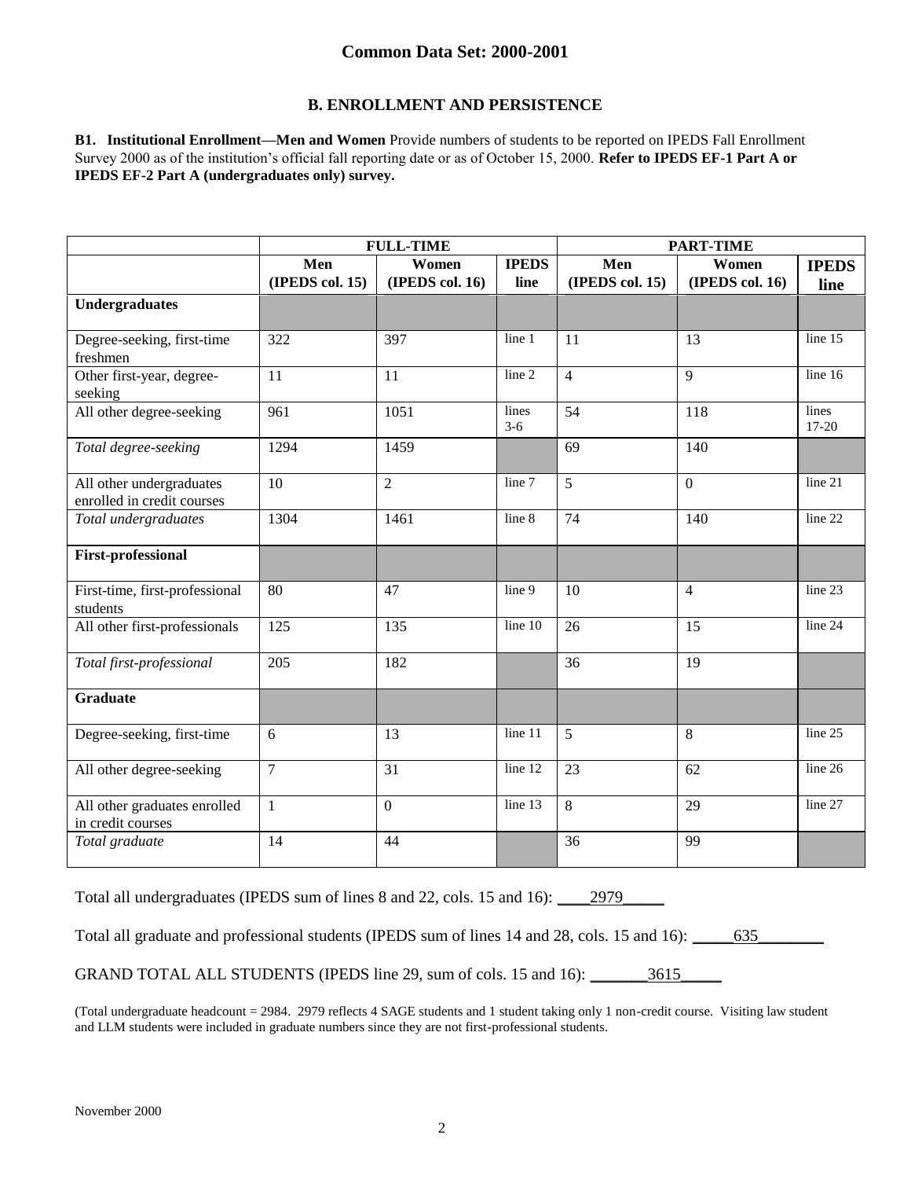## Common Data Set: 2000-2001

### B. ENROLLMENT AND PERSISTENCE

**B1. Institutional Enrollment—Men and Women** Provide numbers of students to be reported on IPEDS Fall Enrollment Survey 2000 as of the institution's official fall reporting date or as of October 15, 2000. **Refer to IPEDS EF-1 Part A or IPEDS EF-2 Part A (undergraduates only) survey.**

| | FULL-TIME | | | PART-TIME | | |
|---|---|---|---|---|---|---|
| | Men (IPEDS col. 15) | Women (IPEDS col. 16) | IPEDS line | Men (IPEDS col. 15) | Women (IPEDS col. 16) | IPEDS line |
| **Undergraduates** | | | | | | |
| Degree-seeking, first-time freshmen | 322 | 397 | line 1 | 11 | 13 | line 15 |
| Other first-year, degree-seeking | 11 | 11 | line 2 | 4 | 9 | line 16 |
| All other degree-seeking | 961 | 1051 | lines 3-6 | 54 | 118 | lines 17-20 |
| *Total degree-seeking* | 1294 | 1459 | | 69 | 140 | |
| All other undergraduates enrolled in credit courses | 10 | 2 | line 7 | 5 | 0 | line 21 |
| *Total undergraduates* | 1304 | 1461 | line 8 | 74 | 140 | line 22 |
| **First-professional** | | | | | | |
| First-time, first-professional students | 80 | 47 | line 9 | 10 | 4 | line 23 |
| All other first-professionals | 125 | 135 | line 10 | 26 | 15 | line 24 |
| *Total first-professional* | 205 | 182 | | 36 | 19 | |
| **Graduate** | | | | | | |
| Degree-seeking, first-time | 6 | 13 | line 11 | 5 | 8 | line 25 |
| All other degree-seeking | 7 | 31 | line 12 | 23 | 62 | line 26 |
| All other graduates enrolled in credit courses | 1 | 0 | line 13 | 8 | 29 | line 27 |
| *Total graduate* | 14 | 44 | | 36 | 99 | |

Total all undergraduates (IPEDS sum of lines 8 and 22, cols. 15 and 16): ____2979_____

Total all graduate and professional students (IPEDS sum of lines 14 and 28, cols. 15 and 16): _____635________

GRAND TOTAL ALL STUDENTS (IPEDS line 29, sum of cols. 15 and 16): _______3615_____

(Total undergraduate headcount = 2984. 2979 reflects 4 SAGE students and 1 student taking only 1 non-credit course. Visiting law student and LLM students were included in graduate numbers since they are not first-professional students.

November 2000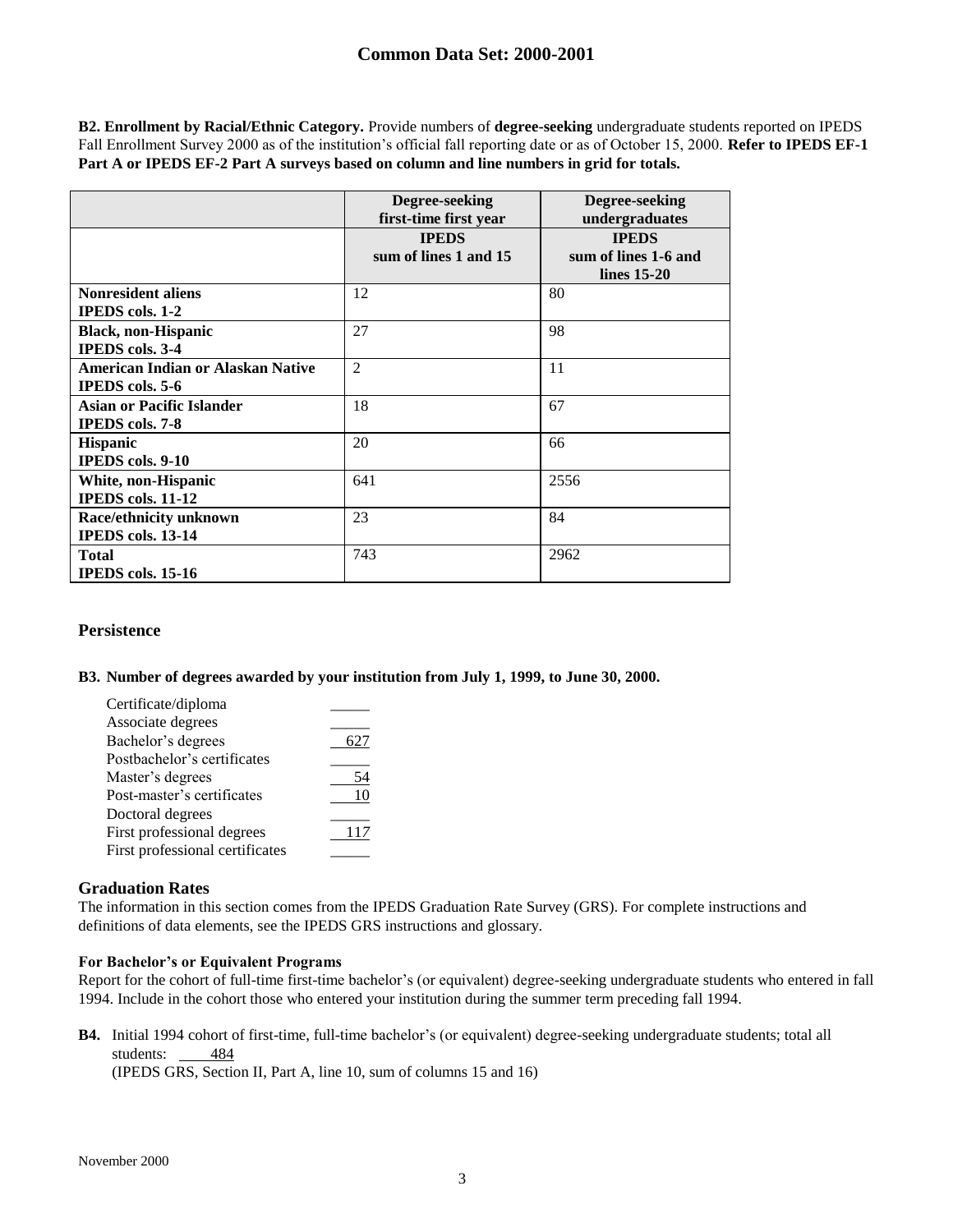**B2. Enrollment by Racial/Ethnic Category.** Provide numbers of **degree-seeking** undergraduate students reported on IPEDS Fall Enrollment Survey 2000 as of the institution's official fall reporting date or as of October 15, 2000. **Refer to IPEDS EF-1 Part A or IPEDS EF-2 Part A surveys based on column and line numbers in grid for totals.**

| | Degree-seeking first-time first year | Degree-seeking undergraduates |
|---|---|---|
| | IPEDS sum of lines 1 and 15 | IPEDS sum of lines 1-6 and lines 15-20 |
| **Nonresident aliens** **IPEDS cols. 1-2** | 12 | 80 |
| **Black, non-Hispanic** **IPEDS cols. 3-4** | 27 | 98 |
| **American Indian or Alaskan Native** **IPEDS cols. 5-6** | 2 | 11 |
| **Asian or Pacific Islander** **IPEDS cols. 7-8** | 18 | 67 |
| **Hispanic** **IPEDS cols. 9-10** | 20 | 66 |
| **White, non-Hispanic** **IPEDS cols. 11-12** | 641 | 2556 |
| **Race/ethnicity unknown** **IPEDS cols. 13-14** | 23 | 84 |
| **Total** **IPEDS cols. 15-16** | 743 | 2962 |

## Persistence

**B3. Number of degrees awarded by your institution from July 1, 1999, to June 30, 2000.**

| | |
|---|---|
| Certificate/diploma | |
| Associate degrees | |
| Bachelor's degrees | 627 |
| Postbachelor's certificates | |
| Master's degrees | 54 |
| Post-master's certificates | 10 |
| Doctoral degrees | |
| First professional degrees | 117 |
| First professional certificates | |

## Graduation Rates

The information in this section comes from the IPEDS Graduation Rate Survey (GRS). For complete instructions and definitions of data elements, see the IPEDS GRS instructions and glossary.

### For Bachelor's or Equivalent Programs

Report for the cohort of full-time first-time bachelor's (or equivalent) degree-seeking undergraduate students who entered in fall 1994. Include in the cohort those who entered your institution during the summer term preceding fall 1994.

**B4.** Initial 1994 cohort of first-time, full-time bachelor's (or equivalent) degree-seeking undergraduate students; total all students: 484
(IPEDS GRS, Section II, Part A, line 10, sum of columns 15 and 16)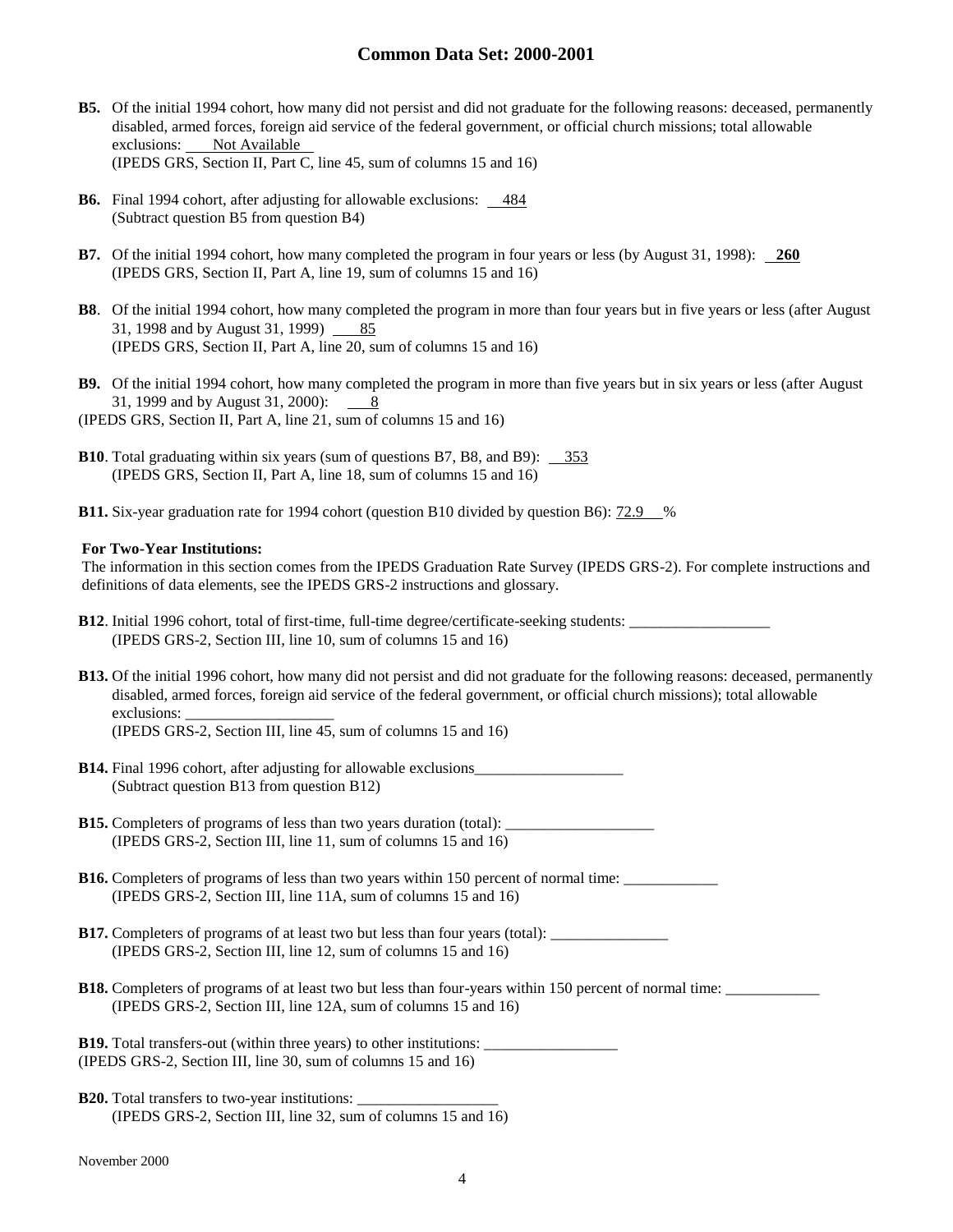**B5.** Of the initial 1994 cohort, how many did not persist and did not graduate for the following reasons: deceased, permanently disabled, armed forces, foreign aid service of the federal government, or official church missions; total allowable exclusions: Not Available
(IPEDS GRS, Section II, Part C, line 45, sum of columns 15 and 16)

**B6.** Final 1994 cohort, after adjusting for allowable exclusions: 484
(Subtract question B5 from question B4)

**B7.** Of the initial 1994 cohort, how many completed the program in four years or less (by August 31, 1998): **260**
(IPEDS GRS, Section II, Part A, line 19, sum of columns 15 and 16)

**B8**. Of the initial 1994 cohort, how many completed the program in more than four years but in five years or less (after August 31, 1998 and by August 31, 1999) 85
(IPEDS GRS, Section II, Part A, line 20, sum of columns 15 and 16)

**B9.** Of the initial 1994 cohort, how many completed the program in more than five years but in six years or less (after August 31, 1999 and by August 31, 2000): 8
(IPEDS GRS, Section II, Part A, line 21, sum of columns 15 and 16)

**B10**. Total graduating within six years (sum of questions B7, B8, and B9): 353
(IPEDS GRS, Section II, Part A, line 18, sum of columns 15 and 16)

**B11.** Six-year graduation rate for 1994 cohort (question B10 divided by question B6): 72.9 %

**For Two-Year Institutions:**

The information in this section comes from the IPEDS Graduation Rate Survey (IPEDS GRS-2). For complete instructions and definitions of data elements, see the IPEDS GRS-2 instructions and glossary.

**B12**. Initial 1996 cohort, total of first-time, full-time degree/certificate-seeking students: __________________
(IPEDS GRS-2, Section III, line 10, sum of columns 15 and 16)

**B13.** Of the initial 1996 cohort, how many did not persist and did not graduate for the following reasons: deceased, permanently disabled, armed forces, foreign aid service of the federal government, or official church missions); total allowable exclusions: ___________________
(IPEDS GRS-2, Section III, line 45, sum of columns 15 and 16)

**B14.** Final 1996 cohort, after adjusting for allowable exclusions___________________
(Subtract question B13 from question B12)

**B15.** Completers of programs of less than two years duration (total): ___________________
(IPEDS GRS-2, Section III, line 11, sum of columns 15 and 16)

**B16.** Completers of programs of less than two years within 150 percent of normal time: ____________
(IPEDS GRS-2, Section III, line 11A, sum of columns 15 and 16)

**B17.** Completers of programs of at least two but less than four years (total): _______________
(IPEDS GRS-2, Section III, line 12, sum of columns 15 and 16)

**B18.** Completers of programs of at least two but less than four-years within 150 percent of normal time: ____________
(IPEDS GRS-2, Section III, line 12A, sum of columns 15 and 16)

**B19.** Total transfers-out (within three years) to other institutions: _________________
(IPEDS GRS-2, Section III, line 30, sum of columns 15 and 16)

**B20.** Total transfers to two-year institutions: __________________
(IPEDS GRS-2, Section III, line 32, sum of columns 15 and 16)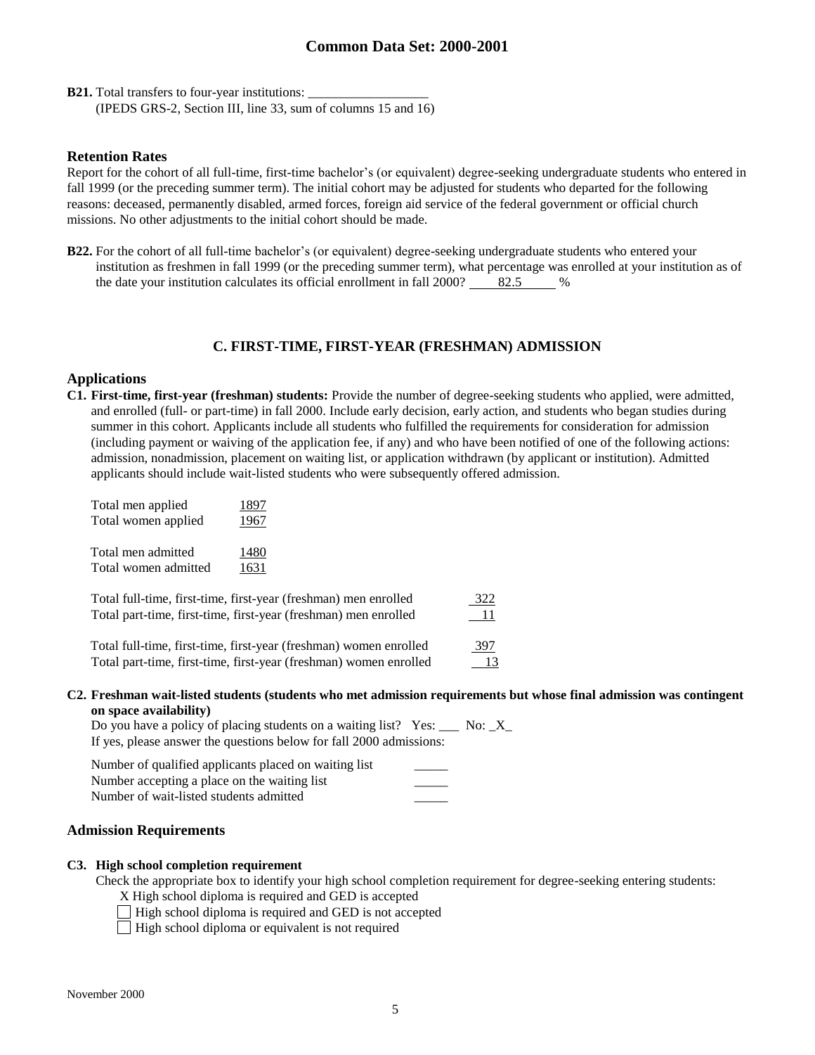**B21.** Total transfers to four-year institutions: ___________________
(IPEDS GRS-2, Section III, line 33, sum of columns 15 and 16)

### Retention Rates

Report for the cohort of all full-time, first-time bachelor's (or equivalent) degree-seeking undergraduate students who entered in fall 1999 (or the preceding summer term). The initial cohort may be adjusted for students who departed for the following reasons: deceased, permanently disabled, armed forces, foreign aid service of the federal government or official church missions. No other adjustments to the initial cohort should be made.

**B22.** For the cohort of all full-time bachelor's (or equivalent) degree-seeking undergraduate students who entered your institution as freshmen in fall 1999 (or the preceding summer term), what percentage was enrolled at your institution as of the date your institution calculates its official enrollment in fall 2000? 82.5 %

## C. FIRST-TIME, FIRST-YEAR (FRESHMAN) ADMISSION

### Applications

**C1. First-time, first-year (freshman) students:** Provide the number of degree-seeking students who applied, were admitted, and enrolled (full- or part-time) in fall 2000. Include early decision, early action, and students who began studies during summer in this cohort. Applicants include all students who fulfilled the requirements for consideration for admission (including payment or waiving of the application fee, if any) and who have been notified of one of the following actions: admission, nonadmission, placement on waiting list, or application withdrawn (by applicant or institution). Admitted applicants should include wait-listed students who were subsequently offered admission.

| | |
|---|---|
| Total men applied | 1897 |
| Total women applied | 1967 |
| Total men admitted | 1480 |
| Total women admitted | 1631 |

| | |
|---|---|
| Total full-time, first-time, first-year (freshman) men enrolled | 322 |
| Total part-time, first-time, first-year (freshman) men enrolled | 11 |
| Total full-time, first-time, first-year (freshman) women enrolled | 397 |
| Total part-time, first-time, first-year (freshman) women enrolled | 13 |

**C2. Freshman wait-listed students (students who met admission requirements but whose final admission was contingent on space availability)**

Do you have a policy of placing students on a waiting list? Yes: ___ No: _X_
If yes, please answer the questions below for fall 2000 admissions:

| | |
|---|---|
| Number of qualified applicants placed on waiting list | _____ |
| Number accepting a place on the waiting list | _____ |
| Number of wait-listed students admitted | _____ |

### Admission Requirements

**C3. High school completion requirement**

Check the appropriate box to identify your high school completion requirement for degree-seeking entering students:

- X High school diploma is required and GED is accepted
- ☐ High school diploma is required and GED is not accepted
- ☐ High school diploma or equivalent is not required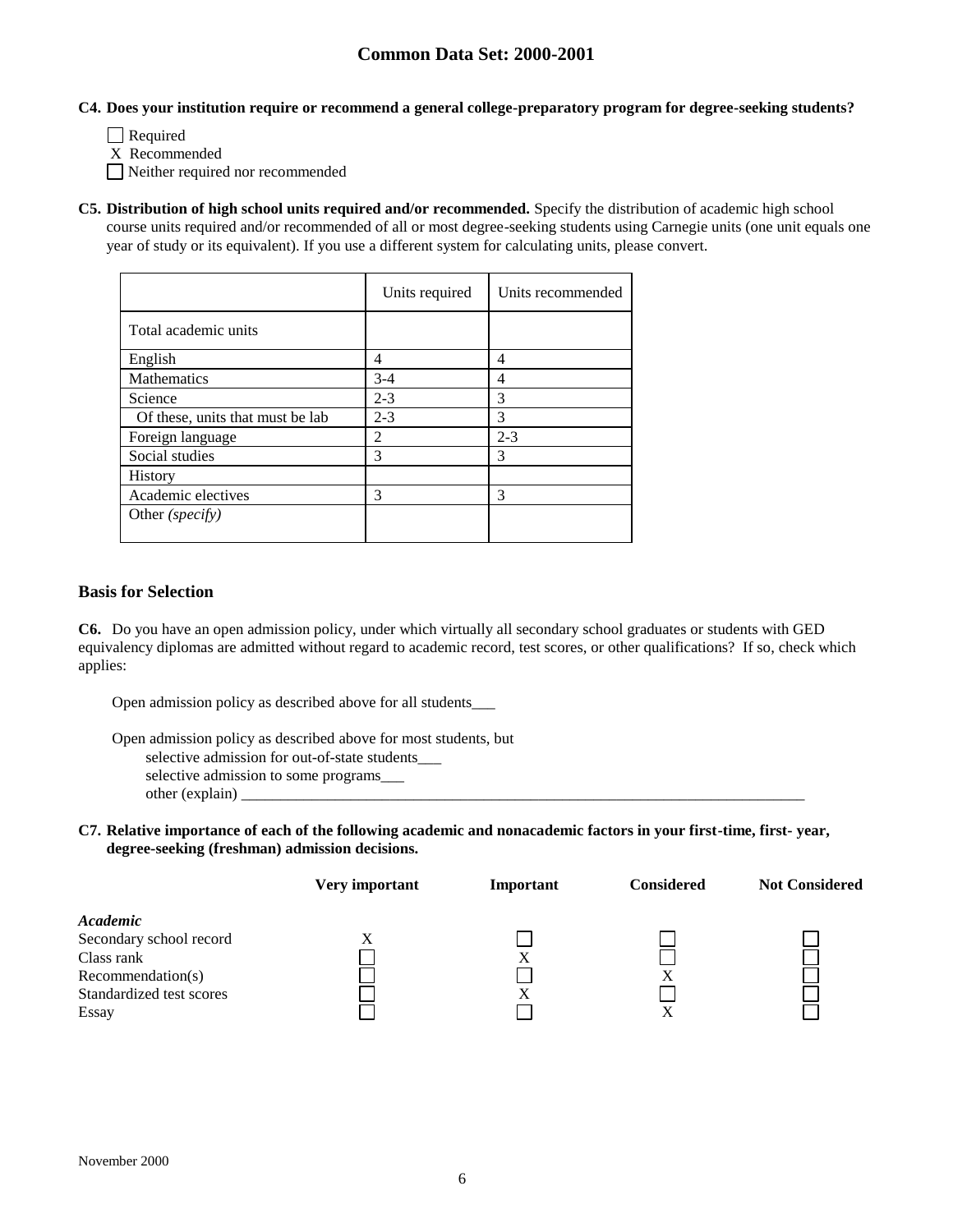**C4. Does your institution require or recommend a general college-preparatory program for degree-seeking students?**

☐ Required
X Recommended
☐ Neither required nor recommended

**C5. Distribution of high school units required and/or recommended.** Specify the distribution of academic high school course units required and/or recommended of all or most degree-seeking students using Carnegie units (one unit equals one year of study or its equivalent). If you use a different system for calculating units, please convert.

| | Units required | Units recommended |
|---|---|---|
| Total academic units | | |
| English | 4 | 4 |
| Mathematics | 3-4 | 4 |
| Science | 2-3 | 3 |
| Of these, units that must be lab | 2-3 | 3 |
| Foreign language | 2 | 2-3 |
| Social studies | 3 | 3 |
| History | | |
| Academic electives | 3 | 3 |
| Other *(specify)* | | |

## Basis for Selection

**C6.** Do you have an open admission policy, under which virtually all secondary school graduates or students with GED equivalency diplomas are admitted without regard to academic record, test scores, or other qualifications? If so, check which applies:

Open admission policy as described above for all students___

Open admission policy as described above for most students, but
selective admission for out-of-state students___
selective admission to some programs___
other (explain) ___________________________________________________________________________

**C7. Relative importance of each of the following academic and nonacademic factors in your first-time, first- year, degree-seeking (freshman) admission decisions.**

| | Very important | Important | Considered | Not Considered |
|---|---|---|---|---|
| ***Academic*** | | | | |
| Secondary school record | X | ☐ | ☐ | ☐ |
| Class rank | ☐ | X | ☐ | ☐ |
| Recommendation(s) | ☐ | ☐ | X | ☐ |
| Standardized test scores | ☐ | X | ☐ | ☐ |
| Essay | ☐ | ☐ | X | ☐ |

November 2000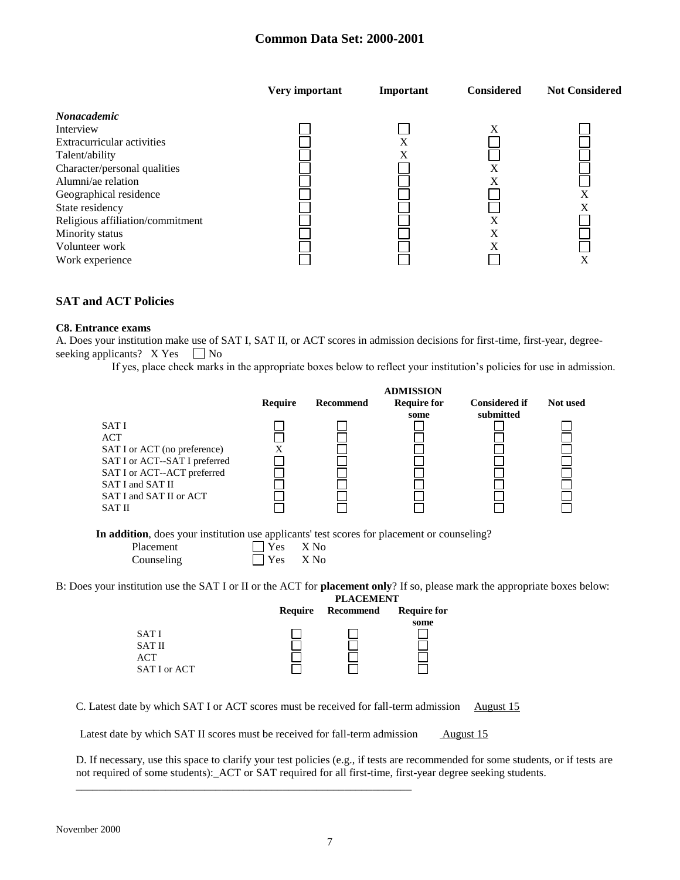# Common Data Set: 2000-2001

| | Very important | Important | Considered | Not Considered |
|---|---|---|---|---|
| ***Nonacademic*** | | | | |
| Interview | ☐ | ☐ | X | ☐ |
| Extracurricular activities | ☐ | X | ☐ | ☐ |
| Talent/ability | ☐ | X | ☐ | ☐ |
| Character/personal qualities | ☐ | ☐ | X | ☐ |
| Alumni/ae relation | ☐ | ☐ | X | ☐ |
| Geographical residence | ☐ | ☐ | ☐ | X |
| State residency | ☐ | ☐ | ☐ | X |
| Religious affiliation/commitment | ☐ | ☐ | X | ☐ |
| Minority status | ☐ | ☐ | X | ☐ |
| Volunteer work | ☐ | ☐ | X | ☐ |
| Work experience | ☐ | ☐ | ☐ | X |

## SAT and ACT Policies

### C8. Entrance exams

A. Does your institution make use of SAT I, SAT II, or ACT scores in admission decisions for first-time, first-year, degree-seeking applicants? X Yes ☐ No

If yes, place check marks in the appropriate boxes below to reflect your institution's policies for use in admission.

| | ADMISSION | | | | |
|---|---|---|---|---|---|
| | Require | Recommend | Require for some | Considered if submitted | Not used |
| SAT I | ☐ | ☐ | ☐ | ☐ | ☐ |
| ACT | ☐ | ☐ | ☐ | ☐ | ☐ |
| SAT I or ACT (no preference) | X | ☐ | ☐ | ☐ | ☐ |
| SAT I or ACT--SAT I preferred | ☐ | ☐ | ☐ | ☐ | ☐ |
| SAT I or ACT--ACT preferred | ☐ | ☐ | ☐ | ☐ | ☐ |
| SAT I and SAT II | ☐ | ☐ | ☐ | ☐ | ☐ |
| SAT I and SAT II or ACT | ☐ | ☐ | ☐ | ☐ | ☐ |
| SAT II | ☐ | ☐ | ☐ | ☐ | ☐ |

**In addition**, does your institution use applicants' test scores for placement or counseling?

Placement ☐ Yes X No

Counseling ☐ Yes X No

B: Does your institution use the SAT I or II or the ACT for **placement only**? If so, please mark the appropriate boxes below:

| | PLACEMENT | | |
|---|---|---|---|
| | Require | Recommend | Require for some |
| SAT I | ☐ | ☐ | ☐ |
| SAT II | ☐ | ☐ | ☐ |
| ACT | ☐ | ☐ | ☐ |
| SAT I or ACT | ☐ | ☐ | ☐ |

C. Latest date by which SAT I or ACT scores must be received for fall-term admission August 15

Latest date by which SAT II scores must be received for fall-term admission August 15

D. If necessary, use this space to clarify your test policies (e.g., if tests are recommended for some students, or if tests are not required of some students):_ACT or SAT required for all first-time, first-year degree seeking students.

November 2000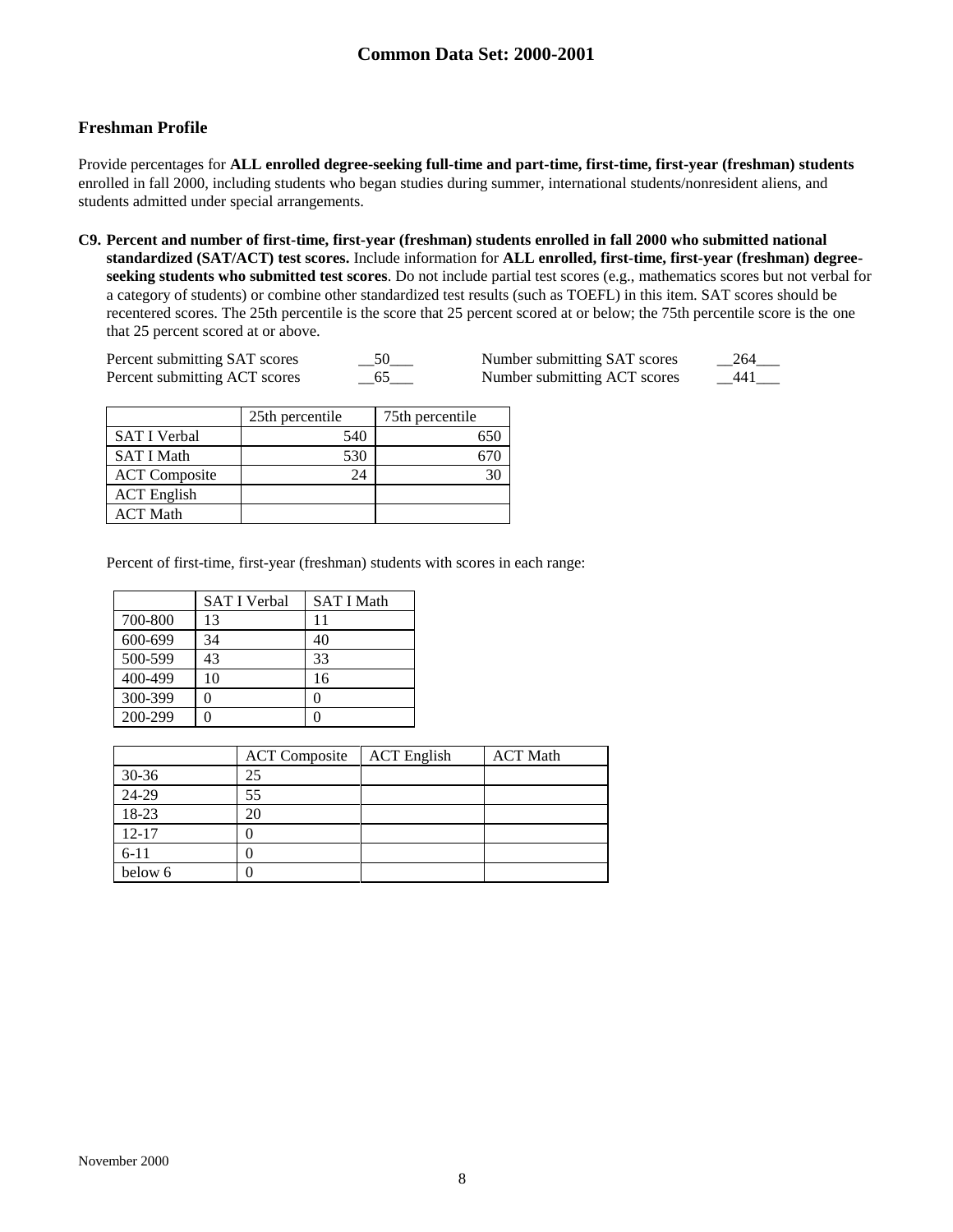## Freshman Profile

Provide percentages for **ALL enrolled degree-seeking full-time and part-time, first-time, first-year (freshman) students** enrolled in fall 2000, including students who began studies during summer, international students/nonresident aliens, and students admitted under special arrangements.

**C9. Percent and number of first-time, first-year (freshman) students enrolled in fall 2000 who submitted national standardized (SAT/ACT) test scores.** Include information for **ALL enrolled, first-time, first-year (freshman) degree-seeking students who submitted test scores**. Do not include partial test scores (e.g., mathematics scores but not verbal for a category of students) or combine other standardized test results (such as TOEFL) in this item. SAT scores should be recentered scores. The 25th percentile is the score that 25 percent scored at or below; the 75th percentile score is the one that 25 percent scored at or above.

Percent submitting SAT scores __50___ Number submitting SAT scores __264___

Percent submitting ACT scores __65___ Number submitting ACT scores __441___

| | 25th percentile | 75th percentile |
|---|---|---|
| SAT I Verbal | 540 | 650 |
| SAT I Math | 530 | 670 |
| ACT Composite | 24 | 30 |
| ACT English | | |
| ACT Math | | |

Percent of first-time, first-year (freshman) students with scores in each range:

| | SAT I Verbal | SAT I Math |
|---|---|---|
| 700-800 | 13 | 11 |
| 600-699 | 34 | 40 |
| 500-599 | 43 | 33 |
| 400-499 | 10 | 16 |
| 300-399 | 0 | 0 |
| 200-299 | 0 | 0 |

| | ACT Composite | ACT English | ACT Math |
|---|---|---|---|
| 30-36 | 25 | | |
| 24-29 | 55 | | |
| 18-23 | 20 | | |
| 12-17 | 0 | | |
| 6-11 | 0 | | |
| below 6 | 0 | | |

November 2000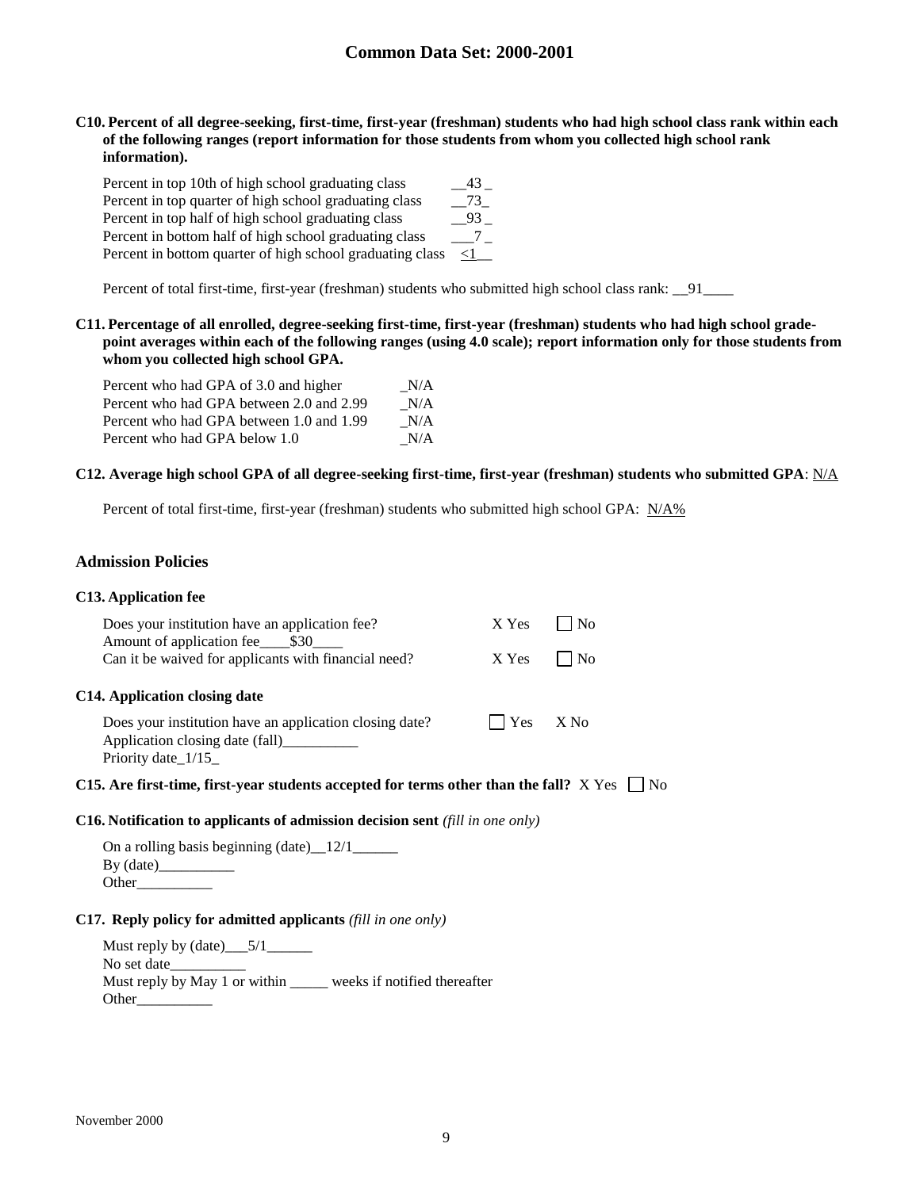**C10. Percent of all degree-seeking, first-time, first-year (freshman) students who had high school class rank within each of the following ranges (report information for those students from whom you collected high school rank information).**

| | |
|---|---|
| Percent in top 10th of high school graduating class | 43 |
| Percent in top quarter of high school graduating class | 73 |
| Percent in top half of high school graduating class | 93 |
| Percent in bottom half of high school graduating class | 7 |
| Percent in bottom quarter of high school graduating class | <1 |

Percent of total first-time, first-year (freshman) students who submitted high school class rank: __91____

**C11. Percentage of all enrolled, degree-seeking first-time, first-year (freshman) students who had high school grade-point averages within each of the following ranges (using 4.0 scale); report information only for those students from whom you collected high school GPA.**

| | |
|---|---|
| Percent who had GPA of 3.0 and higher | N/A |
| Percent who had GPA between 2.0 and 2.99 | N/A |
| Percent who had GPA between 1.0 and 1.99 | N/A |
| Percent who had GPA below 1.0 | N/A |

**C12. Average high school GPA of all degree-seeking first-time, first-year (freshman) students who submitted GPA**: N/A

Percent of total first-time, first-year (freshman) students who submitted high school GPA: N/A%

## Admission Policies

**C13. Application fee**

| | | |
|---|---|---|
| Does your institution have an application fee? | X Yes | ☐ No |
| Amount of application fee____$30____ | | |
| Can it be waived for applicants with financial need? | X Yes | ☐ No |

**C14. Application closing date**

| | | |
|---|---|---|
| Does your institution have an application closing date? | ☐ Yes | X No |

Application closing date (fall)__________
Priority date_1/15_

**C15. Are first-time, first-year students accepted for terms other than the fall?** X Yes ☐ No

**C16. Notification to applicants of admission decision sent** *(fill in one only)*

On a rolling basis beginning (date)__12/1______
By (date)__________
Other__________

**C17. Reply policy for admitted applicants** *(fill in one only)*

Must reply by (date)___5/1______
No set date__________
Must reply by May 1 or within _____ weeks if notified thereafter
Other__________

November 2000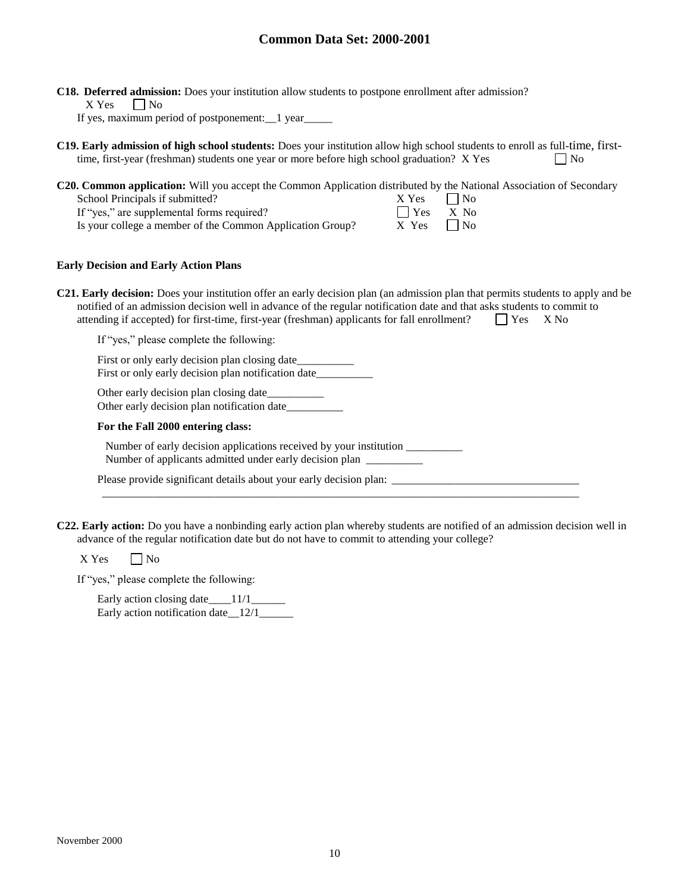**C18. Deferred admission:** Does your institution allow students to postpone enrollment after admission?
X Yes ☐ No
If yes, maximum period of postponement:__1 year_____

**C19. Early admission of high school students:** Does your institution allow high school students to enroll as full-time, first-time, first-year (freshman) students one year or more before high school graduation? X Yes ☐ No

**C20. Common application:** Will you accept the Common Application distributed by the National Association of Secondary School Principals if submitted? X Yes ☐ No
If "yes," are supplemental forms required? ☐ Yes X No
Is your college a member of the Common Application Group? X Yes ☐ No

**Early Decision and Early Action Plans**

**C21. Early decision:** Does your institution offer an early decision plan (an admission plan that permits students to apply and be notified of an admission decision well in advance of the regular notification date and that asks students to commit to attending if accepted) for first-time, first-year (freshman) applicants for fall enrollment? ☐ Yes X No

If "yes," please complete the following:

First or only early decision plan closing date__________
First or only early decision plan notification date__________

Other early decision plan closing date__________
Other early decision plan notification date__________

**For the Fall 2000 entering class:**

Number of early decision applications received by your institution __________
Number of applicants admitted under early decision plan __________

Please provide significant details about your early decision plan: __________________________________
_____________________________________________________________________________________

**C22. Early action:** Do you have a nonbinding early action plan whereby students are notified of an admission decision well in advance of the regular notification date but do not have to commit to attending your college?

X Yes ☐ No

If "yes," please complete the following:

Early action closing date____11/1______
Early action notification date__12/1______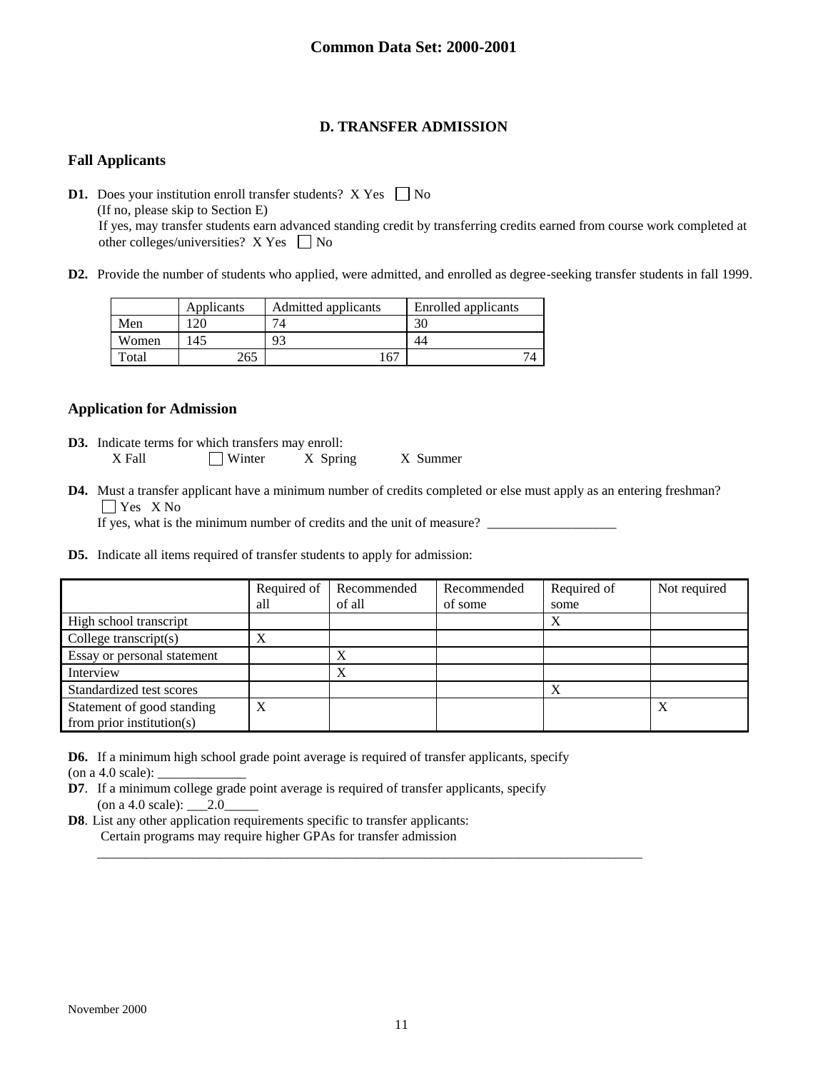# D. TRANSFER ADMISSION

## Fall Applicants

**D1.** Does your institution enroll transfer students? X Yes ☐ No
(If no, please skip to Section E)
If yes, may transfer students earn advanced standing credit by transferring credits earned from course work completed at other colleges/universities? X Yes ☐ No

**D2.** Provide the number of students who applied, were admitted, and enrolled as degree-seeking transfer students in fall 1999.

| | Applicants | Admitted applicants | Enrolled applicants |
|---|---|---|---|
| Men | 120 | 74 | 30 |
| Women | 145 | 93 | 44 |
| Total | 265 | 167 | 74 |

## Application for Admission

**D3.** Indicate terms for which transfers may enroll:
X Fall ☐ Winter X Spring X Summer

**D4.** Must a transfer applicant have a minimum number of credits completed or else must apply as an entering freshman?
☐ Yes X No
If yes, what is the minimum number of credits and the unit of measure? ___________________

**D5.** Indicate all items required of transfer students to apply for admission:

| | Required of all | Recommended of all | Recommended of some | Required of some | Not required |
|---|---|---|---|---|---|
| High school transcript | | | | X | |
| College transcript(s) | X | | | | |
| Essay or personal statement | | X | | | |
| Interview | | X | | | |
| Standardized test scores | | | | X | |
| Statement of good standing from prior institution(s) | X | | | | X |

**D6.** If a minimum high school grade point average is required of transfer applicants, specify (on a 4.0 scale): _____________

**D7**. If a minimum college grade point average is required of transfer applicants, specify (on a 4.0 scale): ___2.0_____

**D8**. List any other application requirements specific to transfer applicants:
Certain programs may require higher GPAs for transfer admission

November 2000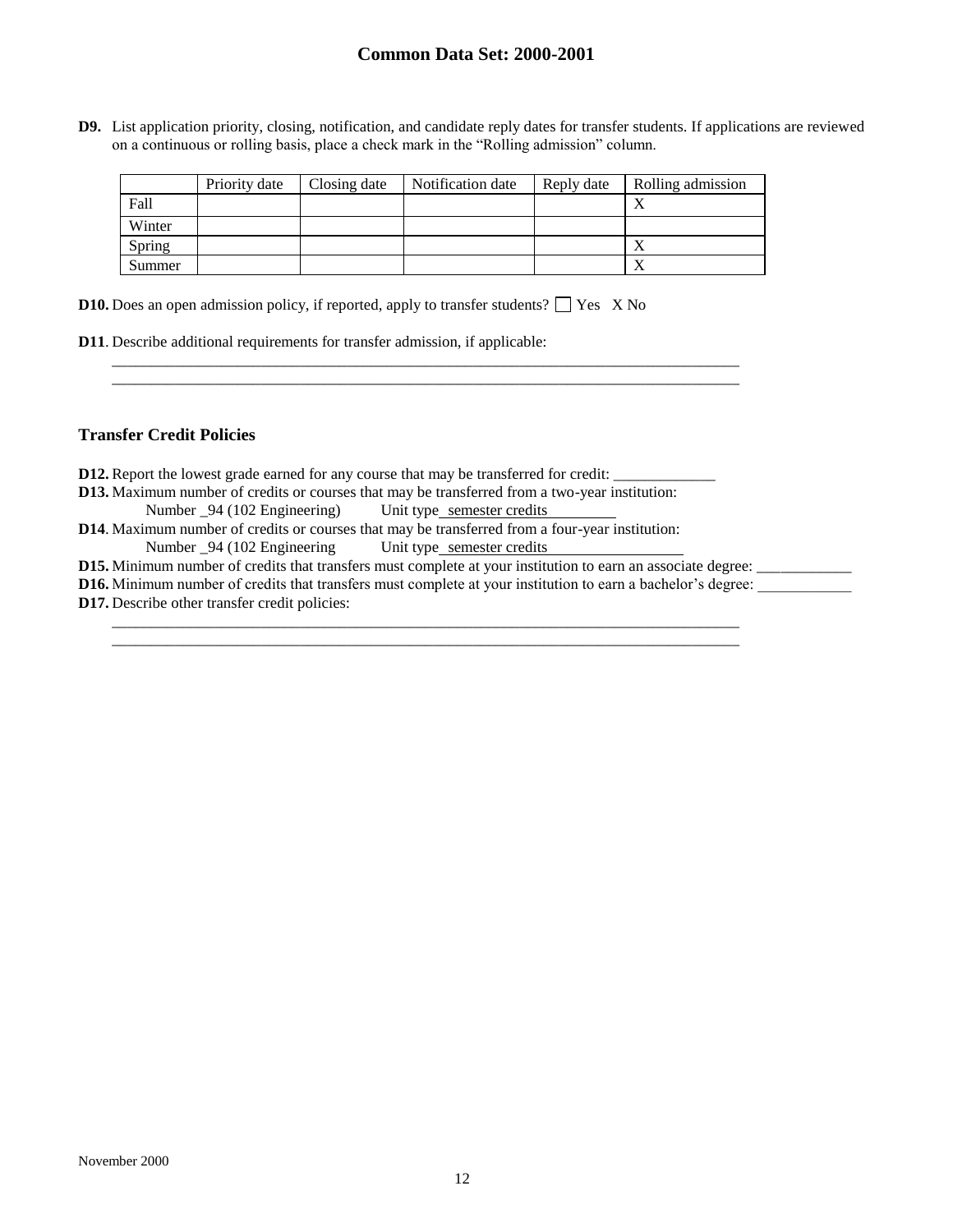**D9.** List application priority, closing, notification, and candidate reply dates for transfer students. If applications are reviewed on a continuous or rolling basis, place a check mark in the "Rolling admission" column.

| | Priority date | Closing date | Notification date | Reply date | Rolling admission |
|---|---|---|---|---|---|
| Fall | | | | | X |
| Winter | | | | | |
| Spring | | | | | X |
| Summer | | | | | X |

**D10.** Does an open admission policy, if reported, apply to transfer students? ☐ Yes X No

**D11**. Describe additional requirements for transfer admission, if applicable:

______________________________________________________________________________
______________________________________________________________________________

### Transfer Credit Policies

**D12.** Report the lowest grade earned for any course that may be transferred for credit: _____________

**D13.** Maximum number of credits or courses that may be transferred from a two-year institution:
Number _94 (102 Engineering) Unit type semester credits

**D14**. Maximum number of credits or courses that may be transferred from a four-year institution:
Number _94 (102 Engineering Unit type semester credits

**D15.** Minimum number of credits that transfers must complete at your institution to earn an associate degree: ____________

**D16.** Minimum number of credits that transfers must complete at your institution to earn a bachelor's degree: ____________

**D17.** Describe other transfer credit policies:

______________________________________________________________________________
______________________________________________________________________________

November 2000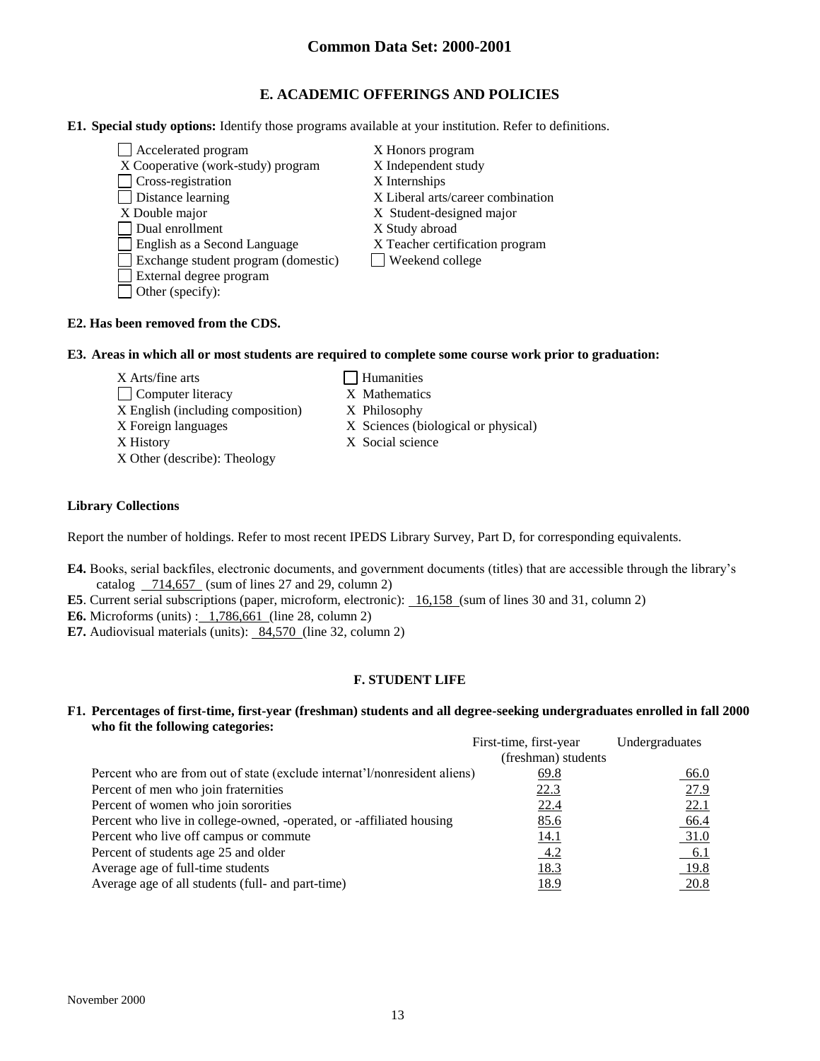## E. ACADEMIC OFFERINGS AND POLICIES

**E1. Special study options:** Identify those programs available at your institution. Refer to definitions.

- ☐ Accelerated program
- X Cooperative (work-study) program
- ☐ Cross-registration
- ☐ Distance learning
- X Double major
- ☐ Dual enrollment
- ☐ English as a Second Language
- ☐ Exchange student program (domestic)
- ☐ External degree program
- ☐ Other (specify):
- X Honors program
- X Independent study
- X Internships
- X Liberal arts/career combination
- X Student-designed major
- X Study abroad
- X Teacher certification program
- ☐ Weekend college

**E2. Has been removed from the CDS.**

**E3. Areas in which all or most students are required to complete some course work prior to graduation:**

- X Arts/fine arts
- ☐ Computer literacy
- X English (including composition)
- X Foreign languages
- X History
- X Other (describe): Theology
- ☐ Humanities
- X Mathematics
- X Philosophy
- X Sciences (biological or physical)
- X Social science

**Library Collections**

Report the number of holdings. Refer to most recent IPEDS Library Survey, Part D, for corresponding equivalents.

**E4.** Books, serial backfiles, electronic documents, and government documents (titles) that are accessible through the library's catalog 714,657 (sum of lines 27 and 29, column 2)

**E5**. Current serial subscriptions (paper, microform, electronic): 16,158 (sum of lines 30 and 31, column 2)

**E6.** Microforms (units) : 1,786,661 (line 28, column 2)

**E7.** Audiovisual materials (units): 84,570 (line 32, column 2)

## F. STUDENT LIFE

**F1. Percentages of first-time, first-year (freshman) students and all degree-seeking undergraduates enrolled in fall 2000 who fit the following categories:**

| | First-time, first-year (freshman) students | Undergraduates |
|---|---|---|
| Percent who are from out of state (exclude internat'l/nonresident aliens) | 69.8 | 66.0 |
| Percent of men who join fraternities | 22.3 | 27.9 |
| Percent of women who join sororities | 22.4 | 22.1 |
| Percent who live in college-owned, -operated, or -affiliated housing | 85.6 | 66.4 |
| Percent who live off campus or commute | 14.1 | 31.0 |
| Percent of students age 25 and older | 4.2 | 6.1 |
| Average age of full-time students | 18.3 | 19.8 |
| Average age of all students (full- and part-time) | 18.9 | 20.8 |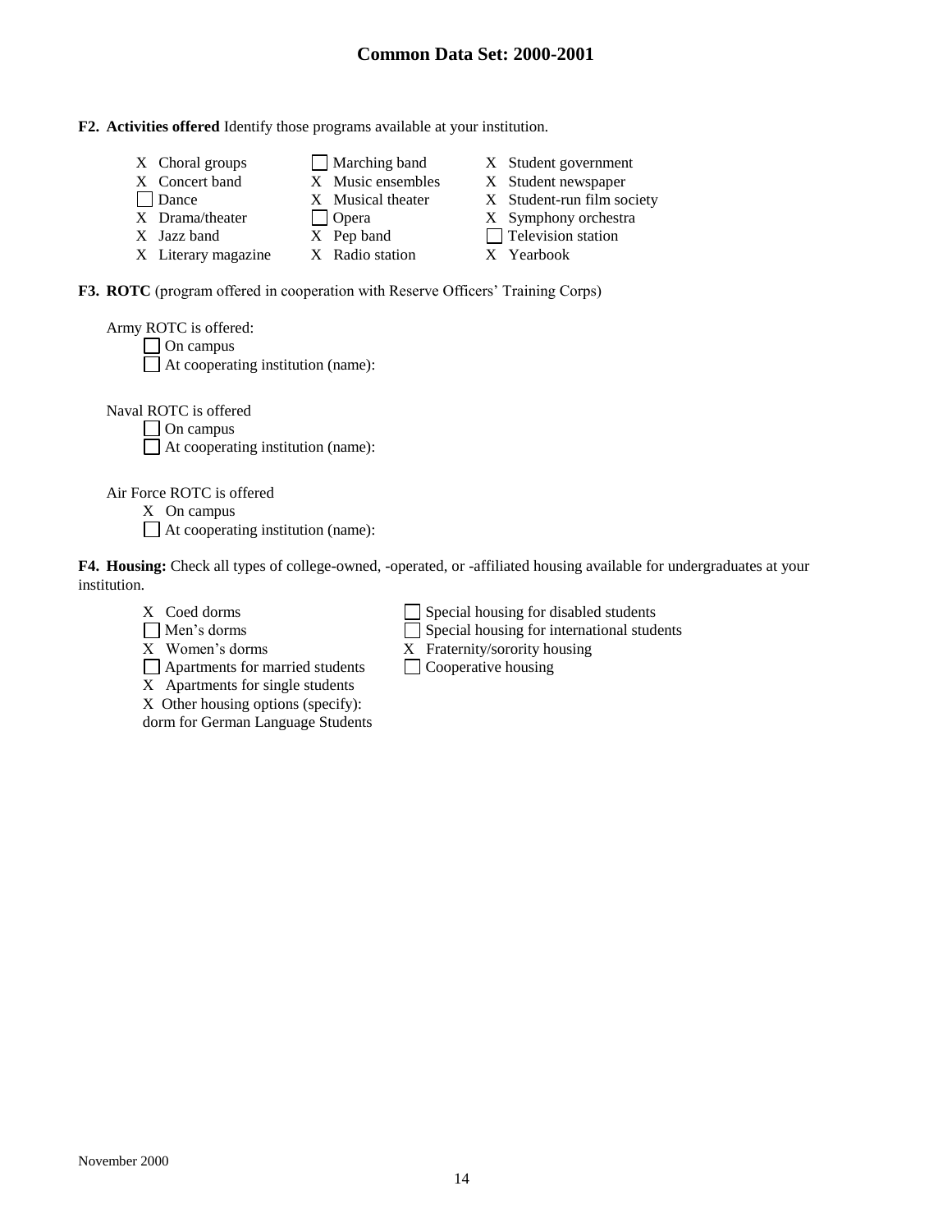**F2. Activities offered** Identify those programs available at your institution.

- X Choral groups
- X Concert band
- ☐ Dance
- X Drama/theater
- X Jazz band
- X Literary magazine
- ☐ Marching band
- X Music ensembles
- X Musical theater
- ☐ Opera
- X Pep band
- X Radio station
- X Student government
- X Student newspaper
- X Student-run film society
- X Symphony orchestra
- ☐ Television station
- X Yearbook

**F3. ROTC** (program offered in cooperation with Reserve Officers' Training Corps)

Army ROTC is offered:

- ☐ On campus
- ☐ At cooperating institution (name):

Naval ROTC is offered

- ☐ On campus
- ☐ At cooperating institution (name):

Air Force ROTC is offered

- X On campus
- ☐ At cooperating institution (name):

**F4. Housing:** Check all types of college-owned, -operated, or -affiliated housing available for undergraduates at your institution.

- X Coed dorms
- ☐ Men's dorms
- X Women's dorms
- ☐ Apartments for married students
- X Apartments for single students
- X Other housing options (specify): dorm for German Language Students
- ☐ Special housing for disabled students
- ☐ Special housing for international students
- X Fraternity/sorority housing
- ☐ Cooperative housing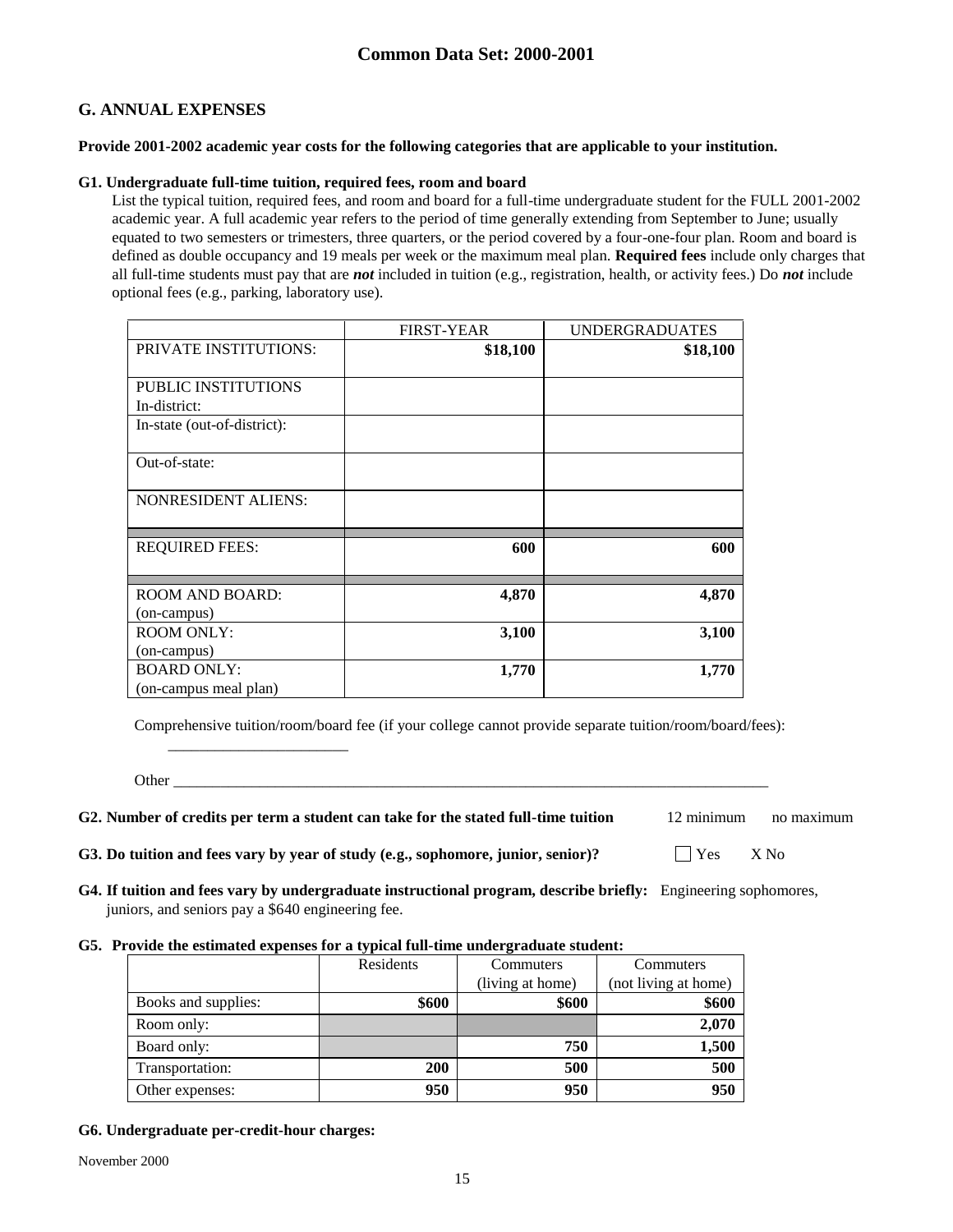## G. ANNUAL EXPENSES

**Provide 2001-2002 academic year costs for the following categories that are applicable to your institution.**

**G1. Undergraduate full-time tuition, required fees, room and board**

List the typical tuition, required fees, and room and board for a full-time undergraduate student for the FULL 2001-2002 academic year. A full academic year refers to the period of time generally extending from September to June; usually equated to two semesters or trimesters, three quarters, or the period covered by a four-one-four plan. Room and board is defined as double occupancy and 19 meals per week or the maximum meal plan. **Required fees** include only charges that all full-time students must pay that are ***not*** included in tuition (e.g., registration, health, or activity fees.) Do ***not*** include optional fees (e.g., parking, laboratory use).

| | FIRST-YEAR | UNDERGRADUATES |
|---|---|---|
| PRIVATE INSTITUTIONS: | **$18,100** | **$18,100** |
| PUBLIC INSTITUTIONS In-district: | | |
| In-state (out-of-district): | | |
| Out-of-state: | | |
| NONRESIDENT ALIENS: | | |
| REQUIRED FEES: | **600** | **600** |
| ROOM AND BOARD: (on-campus) | **4,870** | **4,870** |
| ROOM ONLY: (on-campus) | **3,100** | **3,100** |
| BOARD ONLY: (on-campus meal plan) | **1,770** | **1,770** |

Comprehensive tuition/room/board fee (if your college cannot provide separate tuition/room/board/fees): _______________________

Other ________________________________________________________________________________

**G2. Number of credits per term a student can take for the stated full-time tuition** 12 minimum no maximum

**G3. Do tuition and fees vary by year of study (e.g., sophomore, junior, senior)?** ☐ Yes X No

**G4. If tuition and fees vary by undergraduate instructional program, describe briefly:** Engineering sophomores, juniors, and seniors pay a $640 engineering fee.

**G5. Provide the estimated expenses for a typical full-time undergraduate student:**

| | Residents | Commuters (living at home) | Commuters (not living at home) |
|---|---|---|---|
| Books and supplies: | **$600** | **$600** | **$600** |
| Room only: | | | **2,070** |
| Board only: | | **750** | **1,500** |
| Transportation: | **200** | **500** | **500** |
| Other expenses: | **950** | **950** | **950** |

**G6. Undergraduate per-credit-hour charges:**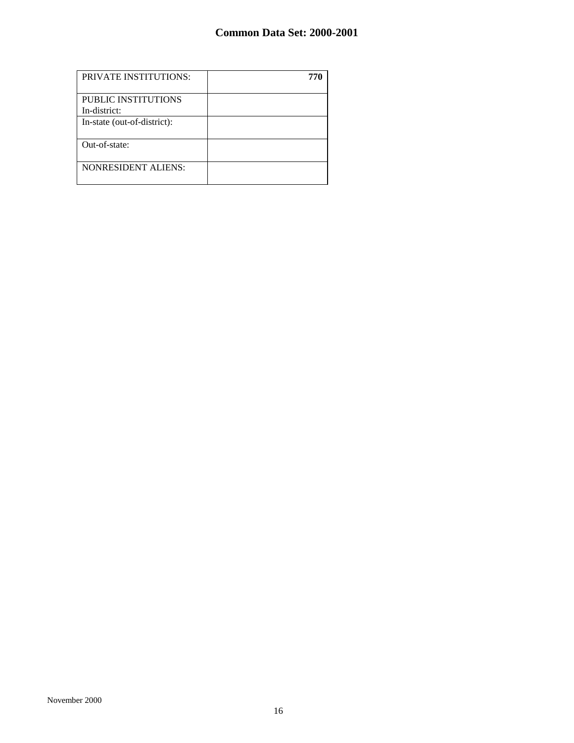| PRIVATE INSTITUTIONS: | **770** |
|---|---|
| PUBLIC INSTITUTIONS In-district: | |
| In-state (out-of-district): | |
| Out-of-state: | |
| NONRESIDENT ALIENS: | |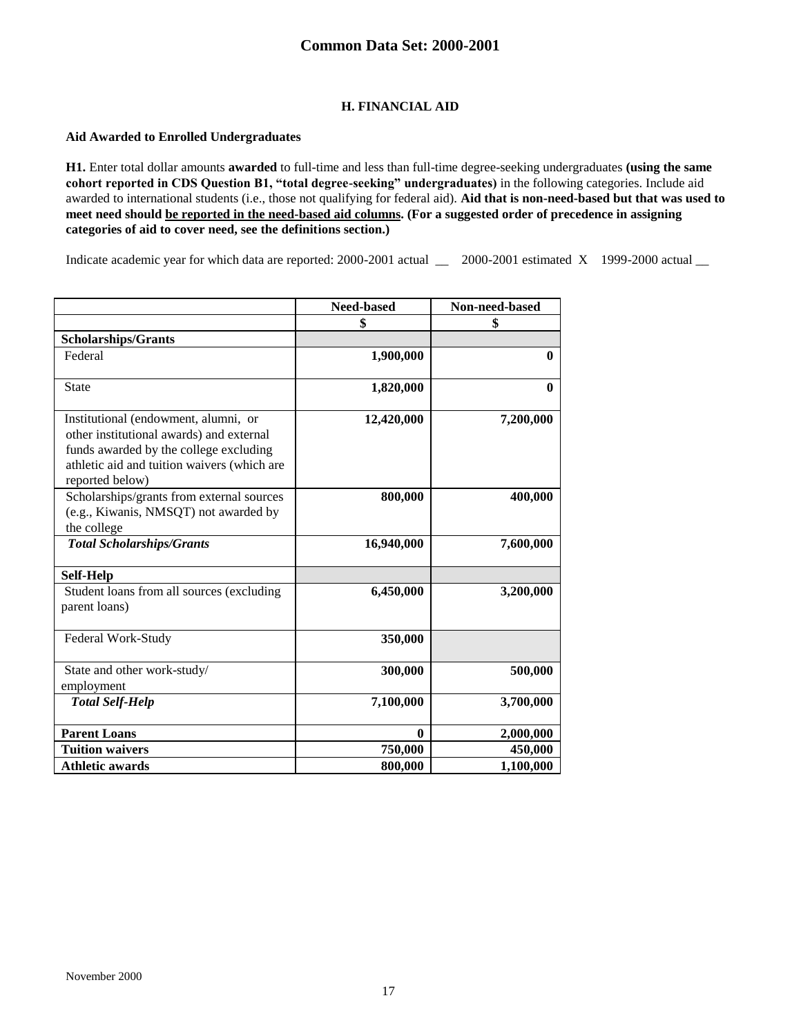## H. FINANCIAL AID

**Aid Awarded to Enrolled Undergraduates**

**H1.** Enter total dollar amounts **awarded** to full-time and less than full-time degree-seeking undergraduates **(using the same cohort reported in CDS Question B1, "total degree-seeking" undergraduates)** in the following categories. Include aid awarded to international students (i.e., those not qualifying for federal aid). **Aid that is non-need-based but that was used to meet need should be reported in the need-based aid columns. (For a suggested order of precedence in assigning categories of aid to cover need, see the definitions section.)**

Indicate academic year for which data are reported: 2000-2001 actual __ 2000-2001 estimated X 1999-2000 actual __

| | Need-based | Non-need-based |
|---|---|---|
| | $ | $ |
| **Scholarships/Grants** | | |
| Federal | **1,900,000** | **0** |
| State | **1,820,000** | **0** |
| Institutional (endowment, alumni, or other institutional awards) and external funds awarded by the college excluding athletic aid and tuition waivers (which are reported below) | **12,420,000** | **7,200,000** |
| Scholarships/grants from external sources (e.g., Kiwanis, NMSQT) not awarded by the college | **800,000** | **400,000** |
| ***Total Scholarships/Grants*** | **16,940,000** | **7,600,000** |
| **Self-Help** | | |
| Student loans from all sources (excluding parent loans) | **6,450,000** | **3,200,000** |
| Federal Work-Study | **350,000** | |
| State and other work-study/ employment | **300,000** | **500,000** |
| ***Total Self-Help*** | **7,100,000** | **3,700,000** |
| **Parent Loans** | **0** | **2,000,000** |
| **Tuition waivers** | **750,000** | **450,000** |
| **Athletic awards** | **800,000** | **1,100,000** |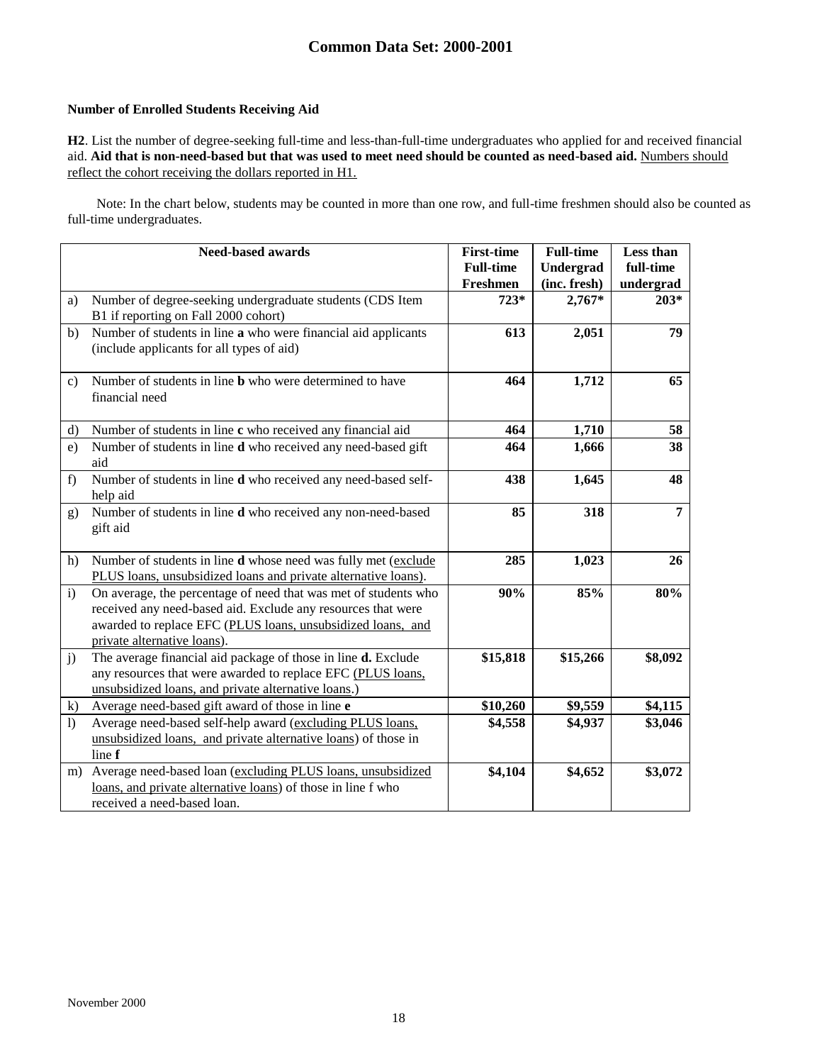## Number of Enrolled Students Receiving Aid

**H2**. List the number of degree-seeking full-time and less-than-full-time undergraduates who applied for and received financial aid. **Aid that is non-need-based but that was used to meet need should be counted as need-based aid.** Numbers should reflect the cohort receiving the dollars reported in H1.

Note: In the chart below, students may be counted in more than one row, and full-time freshmen should also be counted as full-time undergraduates.

| | Need-based awards | First-time Full-time Freshmen | Full-time Undergrad (inc. fresh) | Less than full-time undergrad |
|---|---|---|---|---|
| a) | Number of degree-seeking undergraduate students (CDS Item B1 if reporting on Fall 2000 cohort) | 723* | 2,767* | 203* |
| b) | Number of students in line **a** who were financial aid applicants (include applicants for all types of aid) | 613 | 2,051 | 79 |
| c) | Number of students in line **b** who were determined to have financial need | 464 | 1,712 | 65 |
| d) | Number of students in line **c** who received any financial aid | 464 | 1,710 | 58 |
| e) | Number of students in line **d** who received any need-based gift aid | 464 | 1,666 | 38 |
| f) | Number of students in line **d** who received any need-based self-help aid | 438 | 1,645 | 48 |
| g) | Number of students in line **d** who received any non-need-based gift aid | 85 | 318 | 7 |
| h) | Number of students in line **d** whose need was fully met (exclude PLUS loans, unsubsidized loans and private alternative loans). | 285 | 1,023 | 26 |
| i) | On average, the percentage of need that was met of students who received any need-based aid. Exclude any resources that were awarded to replace EFC (PLUS loans, unsubsidized loans, and private alternative loans). | 90% | 85% | 80% |
| j) | The average financial aid package of those in line **d.** Exclude any resources that were awarded to replace EFC (PLUS loans, unsubsidized loans, and private alternative loans.) | $15,818 | $15,266 | $8,092 |
| k) | Average need-based gift award of those in line **e** | $10,260 | $9,559 | $4,115 |
| l) | Average need-based self-help award (excluding PLUS loans, unsubsidized loans, and private alternative loans) of those in line **f** | $4,558 | $4,937 | $3,046 |
| m) | Average need-based loan (excluding PLUS loans, unsubsidized loans, and private alternative loans) of those in line f who received a need-based loan. | $4,104 | $4,652 | $3,072 |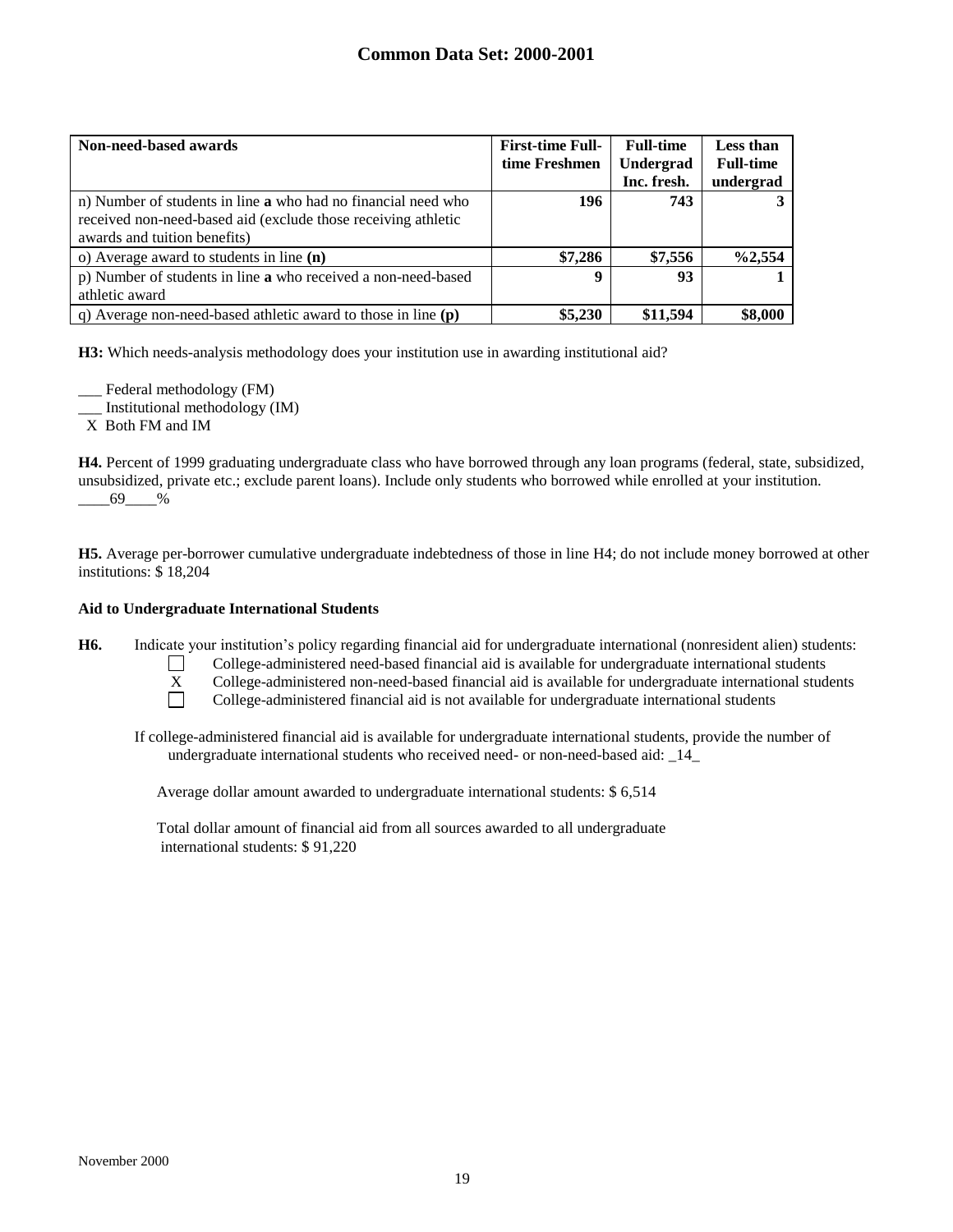| Non-need-based awards | First-time Full-time Freshmen | Full-time Undergrad Inc. fresh. | Less than Full-time undergrad |
|---|---|---|---|
| n) Number of students in line **a** who had no financial need who received non-need-based aid (exclude those receiving athletic awards and tuition benefits) | **196** | **743** | **3** |
| o) Average award to students in line **(n)** | **$7,286** | **$7,556** | **%2,554** |
| p) Number of students in line **a** who received a non-need-based athletic award | **9** | **93** | **1** |
| q) Average non-need-based athletic award to those in line **(p)** | **$5,230** | **$11,594** | **$8,000** |

**H3:** Which needs-analysis methodology does your institution use in awarding institutional aid?

___ Federal methodology (FM)
___ Institutional methodology (IM)
 X  Both FM and IM

**H4.** Percent of 1999 graduating undergraduate class who have borrowed through any loan programs (federal, state, subsidized, unsubsidized, private etc.; exclude parent loans). Include only students who borrowed while enrolled at your institution. ____69____%

**H5.** Average per-borrower cumulative undergraduate indebtedness of those in line H4; do not include money borrowed at other institutions: $ 18,204

**Aid to Undergraduate International Students**

**H6.** Indicate your institution's policy regarding financial aid for undergraduate international (nonresident alien) students:

- ☐ College-administered need-based financial aid is available for undergraduate international students
- X College-administered non-need-based financial aid is available for undergraduate international students
- ☐ College-administered financial aid is not available for undergraduate international students

If college-administered financial aid is available for undergraduate international students, provide the number of undergraduate international students who received need- or non-need-based aid: _14_

Average dollar amount awarded to undergraduate international students: $ 6,514

Total dollar amount of financial aid from all sources awarded to all undergraduate international students: $ 91,220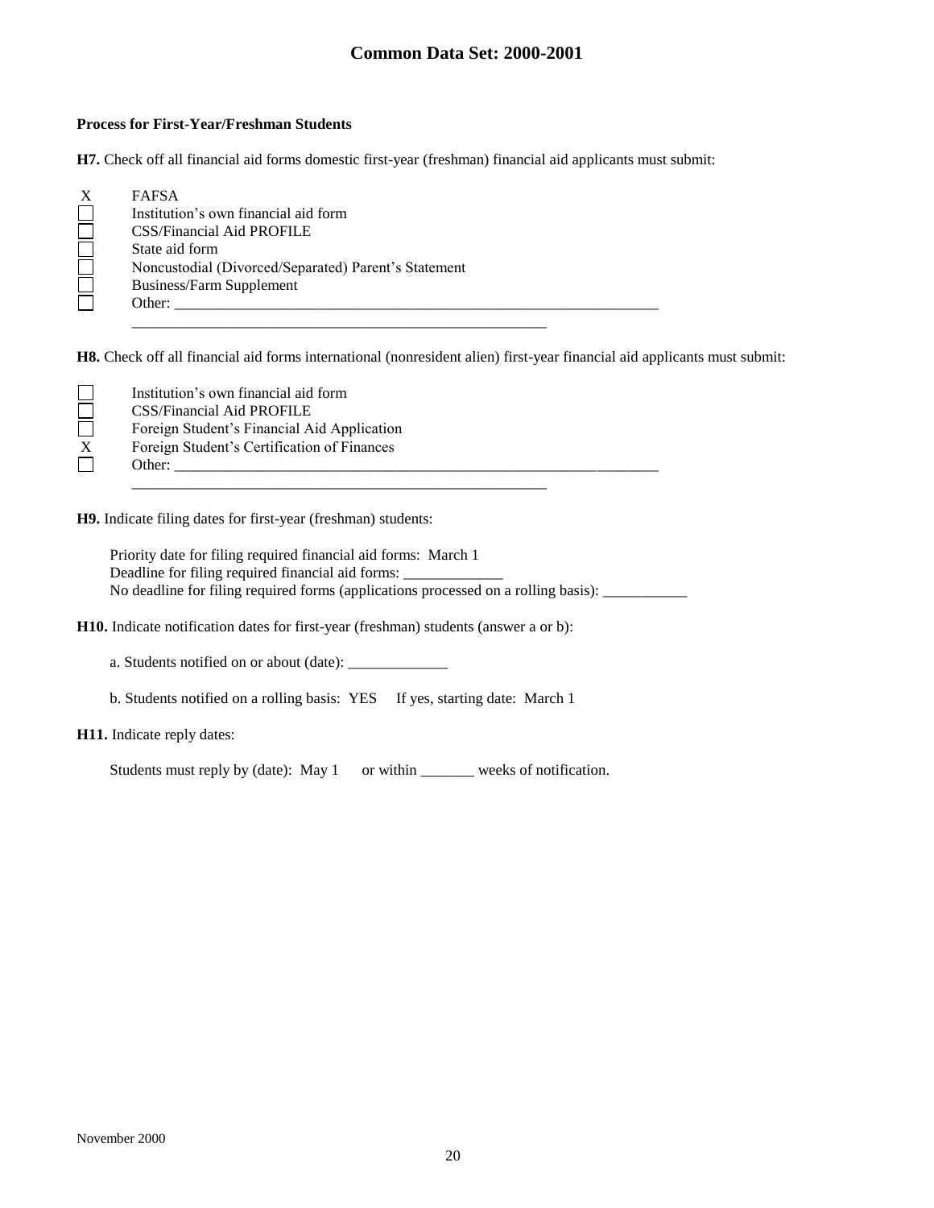**Process for First-Year/Freshman Students**

**H7.** Check off all financial aid forms domestic first-year (freshman) financial aid applicants must submit:

- X FAFSA
- ☐ Institution's own financial aid form
- ☐ CSS/Financial Aid PROFILE
- ☐ State aid form
- ☐ Noncustodial (Divorced/Separated) Parent's Statement
- ☐ Business/Farm Supplement
- ☐ Other: ____________________________________________

**H8.** Check off all financial aid forms international (nonresident alien) first-year financial aid applicants must submit:

- ☐ Institution's own financial aid form
- ☐ CSS/Financial Aid PROFILE
- ☐ Foreign Student's Financial Aid Application
- X Foreign Student's Certification of Finances
- ☐ Other: ____________________________________________

**H9.** Indicate filing dates for first-year (freshman) students:

Priority date for filing required financial aid forms: March 1
Deadline for filing required financial aid forms: _____________
No deadline for filing required forms (applications processed on a rolling basis): ___________

**H10.** Indicate notification dates for first-year (freshman) students (answer a or b):

a. Students notified on or about (date): _____________

b. Students notified on a rolling basis: YES If yes, starting date: March 1

**H11.** Indicate reply dates:

Students must reply by (date): May 1 or within _______ weeks of notification.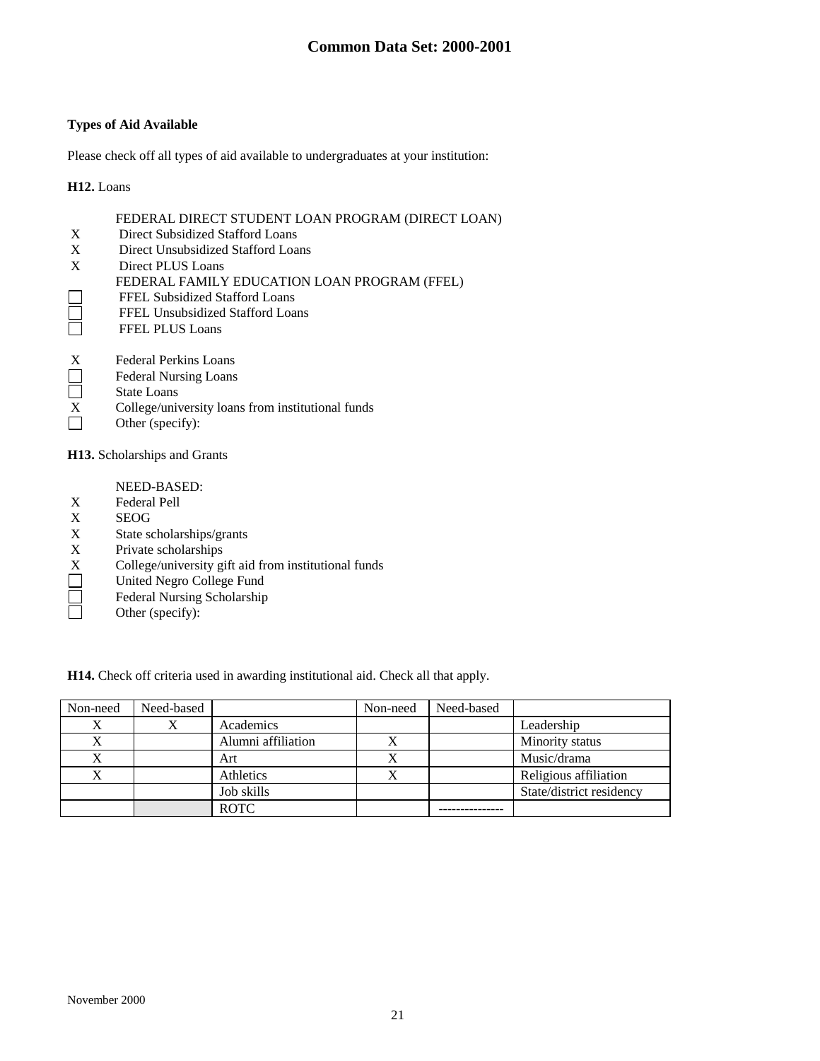## Types of Aid Available

Please check off all types of aid available to undergraduates at your institution:

**H12.** Loans

FEDERAL DIRECT STUDENT LOAN PROGRAM (DIRECT LOAN)

- X Direct Subsidized Stafford Loans
- X Direct Unsubsidized Stafford Loans
- X Direct PLUS Loans

FEDERAL FAMILY EDUCATION LOAN PROGRAM (FFEL)

- ☐ FFEL Subsidized Stafford Loans
- ☐ FFEL Unsubsidized Stafford Loans
- ☐ FFEL PLUS Loans

- X Federal Perkins Loans
- ☐ Federal Nursing Loans
- ☐ State Loans
- X College/university loans from institutional funds
- ☐ Other (specify):

**H13.** Scholarships and Grants

NEED-BASED:

- X Federal Pell
- X SEOG
- X State scholarships/grants
- X Private scholarships
- X College/university gift aid from institutional funds
- ☐ United Negro College Fund
- ☐ Federal Nursing Scholarship
- ☐ Other (specify):

**H14.** Check off criteria used in awarding institutional aid. Check all that apply.

| Non-need | Need-based | | Non-need | Need-based | |
|---|---|---|---|---|---|
| X | X | Academics | | | Leadership |
| X | | Alumni affiliation | X | | Minority status |
| X | | Art | X | | Music/drama |
| X | | Athletics | X | | Religious affiliation |
| | | Job skills | | | State/district residency |
| | | ROTC | | --------------- | |

November 2000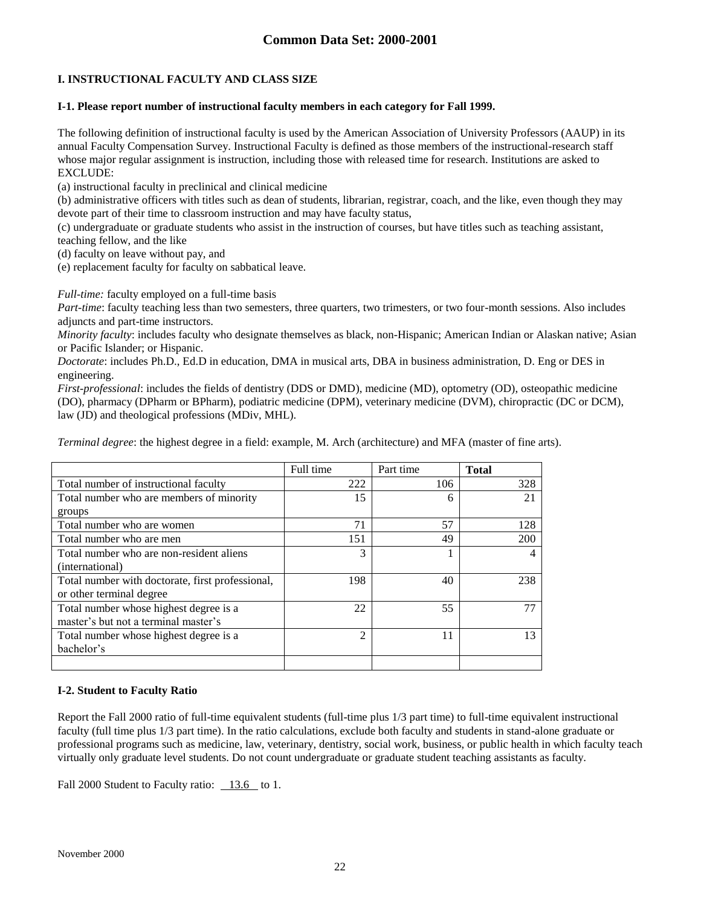# Common Data Set: 2000-2001

## I. INSTRUCTIONAL FACULTY AND CLASS SIZE

### I-1. Please report number of instructional faculty members in each category for Fall 1999.

The following definition of instructional faculty is used by the American Association of University Professors (AAUP) in its annual Faculty Compensation Survey. Instructional Faculty is defined as those members of the instructional-research staff whose major regular assignment is instruction, including those with released time for research. Institutions are asked to EXCLUDE:

(a) instructional faculty in preclinical and clinical medicine

(b) administrative officers with titles such as dean of students, librarian, registrar, coach, and the like, even though they may devote part of their time to classroom instruction and may have faculty status,

(c) undergraduate or graduate students who assist in the instruction of courses, but have titles such as teaching assistant, teaching fellow, and the like

(d) faculty on leave without pay, and

(e) replacement faculty for faculty on sabbatical leave.

*Full-time:* faculty employed on a full-time basis

*Part-time*: faculty teaching less than two semesters, three quarters, two trimesters, or two four-month sessions. Also includes adjuncts and part-time instructors.

*Minority faculty*: includes faculty who designate themselves as black, non-Hispanic; American Indian or Alaskan native; Asian or Pacific Islander; or Hispanic.

*Doctorate*: includes Ph.D., Ed.D in education, DMA in musical arts, DBA in business administration, D. Eng or DES in engineering.

*First-professional*: includes the fields of dentistry (DDS or DMD), medicine (MD), optometry (OD), osteopathic medicine (DO), pharmacy (DPharm or BPharm), podiatric medicine (DPM), veterinary medicine (DVM), chiropractic (DC or DCM), law (JD) and theological professions (MDiv, MHL).

*Terminal degree*: the highest degree in a field: example, M. Arch (architecture) and MFA (master of fine arts).

| | Full time | Part time | **Total** |
|---|---|---|---|
| Total number of instructional faculty | 222 | 106 | 328 |
| Total number who are members of minority groups | 15 | 6 | 21 |
| Total number who are women | 71 | 57 | 128 |
| Total number who are men | 151 | 49 | 200 |
| Total number who are non-resident aliens (international) | 3 | 1 | 4 |
| Total number with doctorate, first professional, or other terminal degree | 198 | 40 | 238 |
| Total number whose highest degree is a master's but not a terminal master's | 22 | 55 | 77 |
| Total number whose highest degree is a bachelor's | 2 | 11 | 13 |
| | | | |

### I-2. Student to Faculty Ratio

Report the Fall 2000 ratio of full-time equivalent students (full-time plus 1/3 part time) to full-time equivalent instructional faculty (full time plus 1/3 part time). In the ratio calculations, exclude both faculty and students in stand-alone graduate or professional programs such as medicine, law, veterinary, dentistry, social work, business, or public health in which faculty teach virtually only graduate level students. Do not count undergraduate or graduate student teaching assistants as faculty.

Fall 2000 Student to Faculty ratio: 13.6 to 1.

November 2000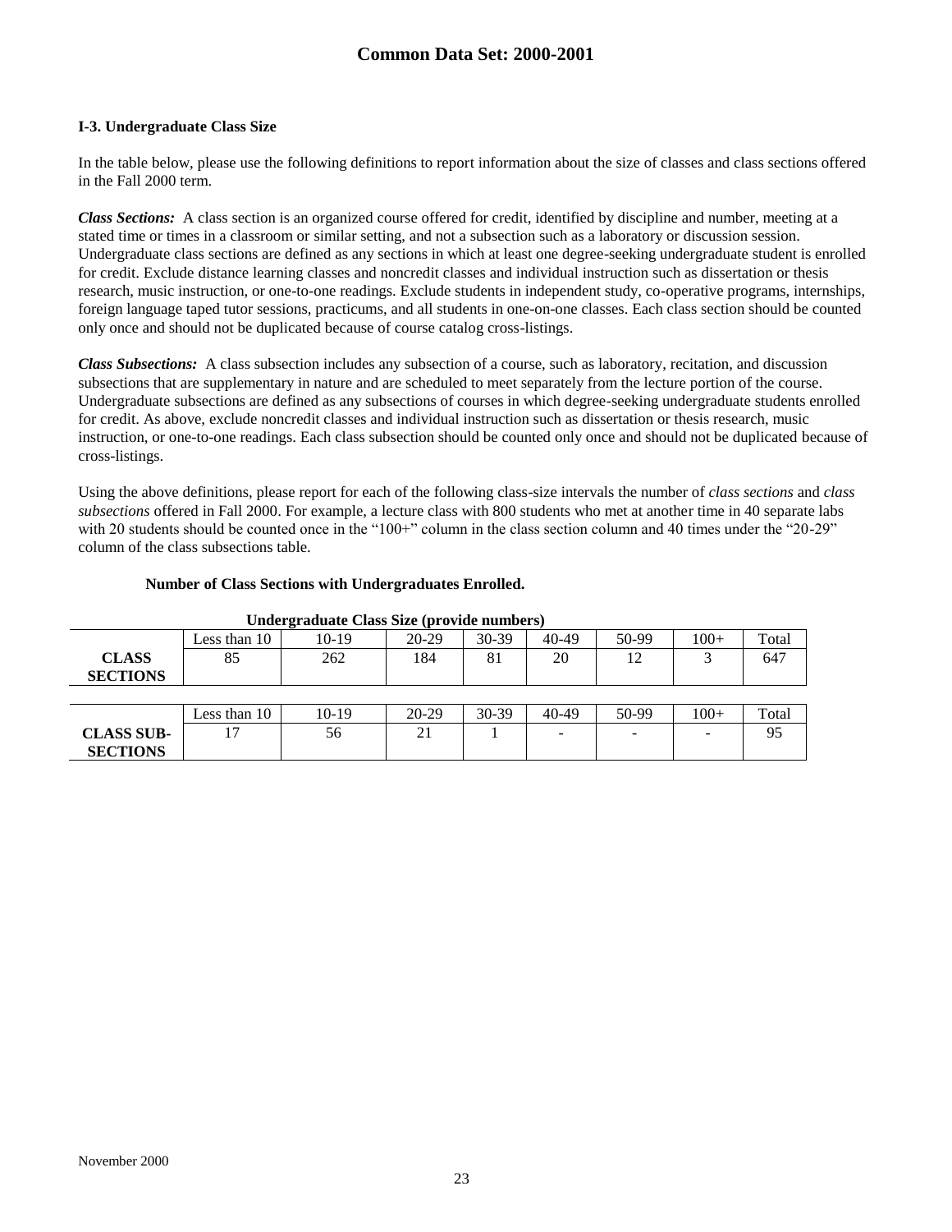## I-3. Undergraduate Class Size

In the table below, please use the following definitions to report information about the size of classes and class sections offered in the Fall 2000 term.

***Class Sections:*** A class section is an organized course offered for credit, identified by discipline and number, meeting at a stated time or times in a classroom or similar setting, and not a subsection such as a laboratory or discussion session. Undergraduate class sections are defined as any sections in which at least one degree-seeking undergraduate student is enrolled for credit. Exclude distance learning classes and noncredit classes and individual instruction such as dissertation or thesis research, music instruction, or one-to-one readings. Exclude students in independent study, co-operative programs, internships, foreign language taped tutor sessions, practicums, and all students in one-on-one classes. Each class section should be counted only once and should not be duplicated because of course catalog cross-listings.

***Class Subsections:*** A class subsection includes any subsection of a course, such as laboratory, recitation, and discussion subsections that are supplementary in nature and are scheduled to meet separately from the lecture portion of the course. Undergraduate subsections are defined as any subsections of courses in which degree-seeking undergraduate students enrolled for credit. As above, exclude noncredit classes and individual instruction such as dissertation or thesis research, music instruction, or one-to-one readings. Each class subsection should be counted only once and should not be duplicated because of cross-listings.

Using the above definitions, please report for each of the following class-size intervals the number of *class sections* and *class subsections* offered in Fall 2000. For example, a lecture class with 800 students who met at another time in 40 separate labs with 20 students should be counted once in the "100+" column in the class section column and 40 times under the "20-29" column of the class subsections table.

**Number of Class Sections with Undergraduates Enrolled.**

**Undergraduate Class Size (provide numbers)**

| | Less than 10 | 10-19 | 20-29 | 30-39 | 40-49 | 50-99 | 100+ | Total |
|---|---|---|---|---|---|---|---|---|
| **CLASS SECTIONS** | 85 | 262 | 184 | 81 | 20 | 12 | 3 | 647 |

| | Less than 10 | 10-19 | 20-29 | 30-39 | 40-49 | 50-99 | 100+ | Total |
|---|---|---|---|---|---|---|---|---|
| **CLASS SUB-SECTIONS** | 17 | 56 | 21 | 1 | - | - | - | 95 |

November 2000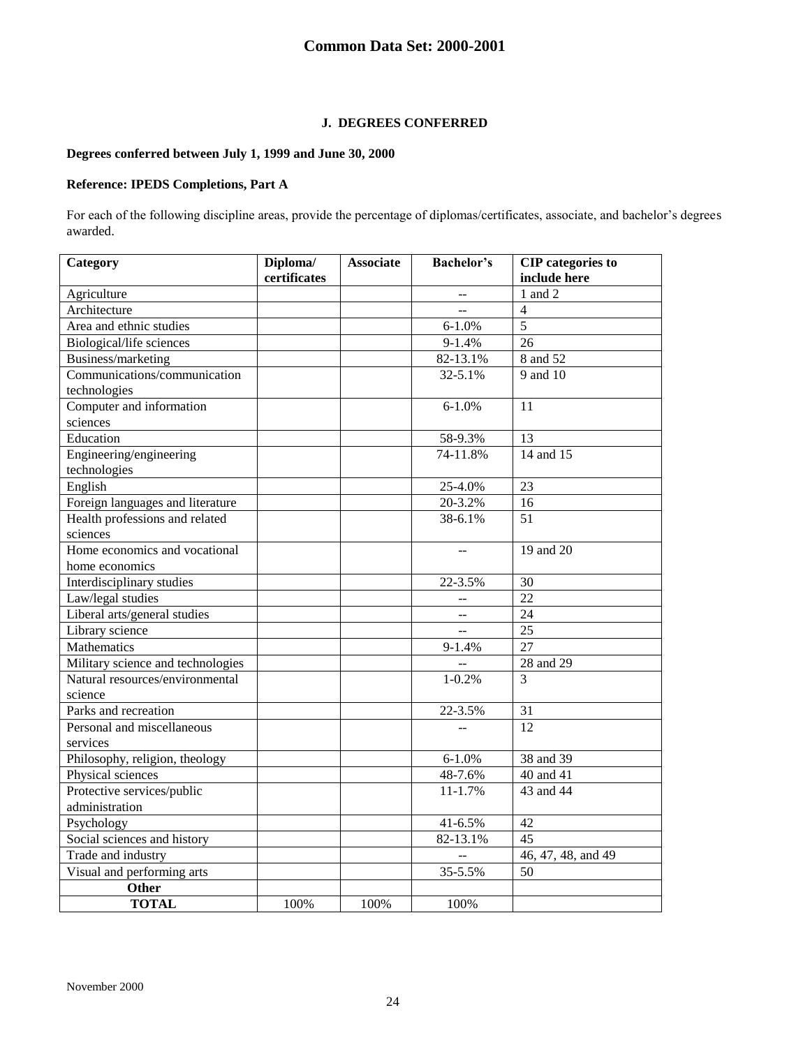# Common Data Set: 2000-2001

## J. DEGREES CONFERRED

**Degrees conferred between July 1, 1999 and June 30, 2000**

**Reference: IPEDS Completions, Part A**

For each of the following discipline areas, provide the percentage of diplomas/certificates, associate, and bachelor's degrees awarded.

| Category | Diploma/ certificates | Associate | Bachelor's | CIP categories to include here |
|---|---|---|---|---|
| Agriculture | | | -- | 1 and 2 |
| Architecture | | | -- | 4 |
| Area and ethnic studies | | | 6-1.0% | 5 |
| Biological/life sciences | | | 9-1.4% | 26 |
| Business/marketing | | | 82-13.1% | 8 and 52 |
| Communications/communication technologies | | | 32-5.1% | 9 and 10 |
| Computer and information sciences | | | 6-1.0% | 11 |
| Education | | | 58-9.3% | 13 |
| Engineering/engineering technologies | | | 74-11.8% | 14 and 15 |
| English | | | 25-4.0% | 23 |
| Foreign languages and literature | | | 20-3.2% | 16 |
| Health professions and related sciences | | | 38-6.1% | 51 |
| Home economics and vocational home economics | | | -- | 19 and 20 |
| Interdisciplinary studies | | | 22-3.5% | 30 |
| Law/legal studies | | | -- | 22 |
| Liberal arts/general studies | | | -- | 24 |
| Library science | | | -- | 25 |
| Mathematics | | | 9-1.4% | 27 |
| Military science and technologies | | | -- | 28 and 29 |
| Natural resources/environmental science | | | 1-0.2% | 3 |
| Parks and recreation | | | 22-3.5% | 31 |
| Personal and miscellaneous services | | | -- | 12 |
| Philosophy, religion, theology | | | 6-1.0% | 38 and 39 |
| Physical sciences | | | 48-7.6% | 40 and 41 |
| Protective services/public administration | | | 11-1.7% | 43 and 44 |
| Psychology | | | 41-6.5% | 42 |
| Social sciences and history | | | 82-13.1% | 45 |
| Trade and industry | | | -- | 46, 47, 48, and 49 |
| Visual and performing arts | | | 35-5.5% | 50 |
| **Other** | | | | |
| **TOTAL** | 100% | 100% | 100% | |

November 2000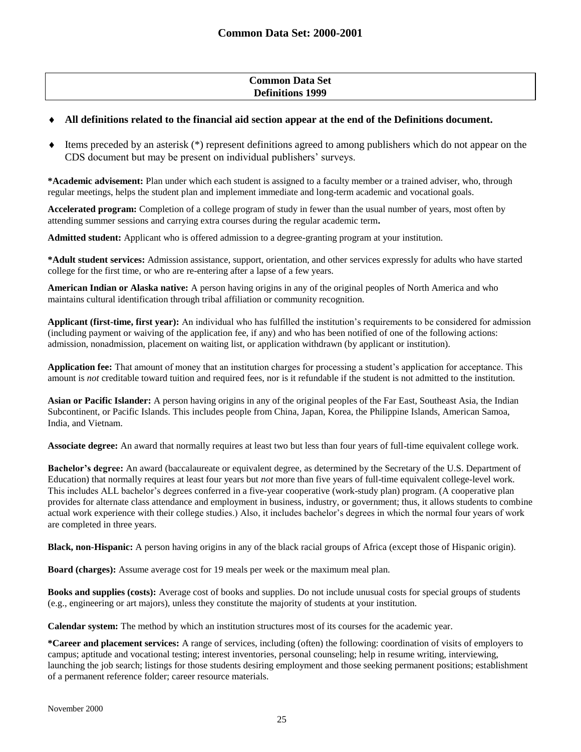# Common Data Set: 2000-2001

**Common Data Set**
**Definitions 1999**

- **All definitions related to the financial aid section appear at the end of the Definitions document.**
- Items preceded by an asterisk (*) represent definitions agreed to among publishers which do not appear on the CDS document but may be present on individual publishers' surveys.

**\*Academic advisement:** Plan under which each student is assigned to a faculty member or a trained adviser, who, through regular meetings, helps the student plan and implement immediate and long-term academic and vocational goals.

**Accelerated program:** Completion of a college program of study in fewer than the usual number of years, most often by attending summer sessions and carrying extra courses during the regular academic term**.**

**Admitted student:** Applicant who is offered admission to a degree-granting program at your institution.

**\*Adult student services:** Admission assistance, support, orientation, and other services expressly for adults who have started college for the first time, or who are re-entering after a lapse of a few years.

**American Indian or Alaska native:** A person having origins in any of the original peoples of North America and who maintains cultural identification through tribal affiliation or community recognition.

**Applicant (first-time, first year):** An individual who has fulfilled the institution's requirements to be considered for admission (including payment or waiving of the application fee, if any) and who has been notified of one of the following actions: admission, nonadmission, placement on waiting list, or application withdrawn (by applicant or institution).

**Application fee:** That amount of money that an institution charges for processing a student's application for acceptance. This amount is *not* creditable toward tuition and required fees, nor is it refundable if the student is not admitted to the institution.

**Asian or Pacific Islander:** A person having origins in any of the original peoples of the Far East, Southeast Asia, the Indian Subcontinent, or Pacific Islands. This includes people from China, Japan, Korea, the Philippine Islands, American Samoa, India, and Vietnam.

**Associate degree:** An award that normally requires at least two but less than four years of full-time equivalent college work.

**Bachelor's degree:** An award (baccalaureate or equivalent degree, as determined by the Secretary of the U.S. Department of Education) that normally requires at least four years but *not* more than five years of full-time equivalent college-level work. This includes ALL bachelor's degrees conferred in a five-year cooperative (work-study plan) program. (A cooperative plan provides for alternate class attendance and employment in business, industry, or government; thus, it allows students to combine actual work experience with their college studies.) Also, it includes bachelor's degrees in which the normal four years of work are completed in three years.

**Black, non-Hispanic:** A person having origins in any of the black racial groups of Africa (except those of Hispanic origin).

**Board (charges):** Assume average cost for 19 meals per week or the maximum meal plan.

**Books and supplies (costs):** Average cost of books and supplies. Do not include unusual costs for special groups of students (e.g., engineering or art majors), unless they constitute the majority of students at your institution.

**Calendar system:** The method by which an institution structures most of its courses for the academic year.

**\*Career and placement services:** A range of services, including (often) the following: coordination of visits of employers to campus; aptitude and vocational testing; interest inventories, personal counseling; help in resume writing, interviewing, launching the job search; listings for those students desiring employment and those seeking permanent positions; establishment of a permanent reference folder; career resource materials.

November 2000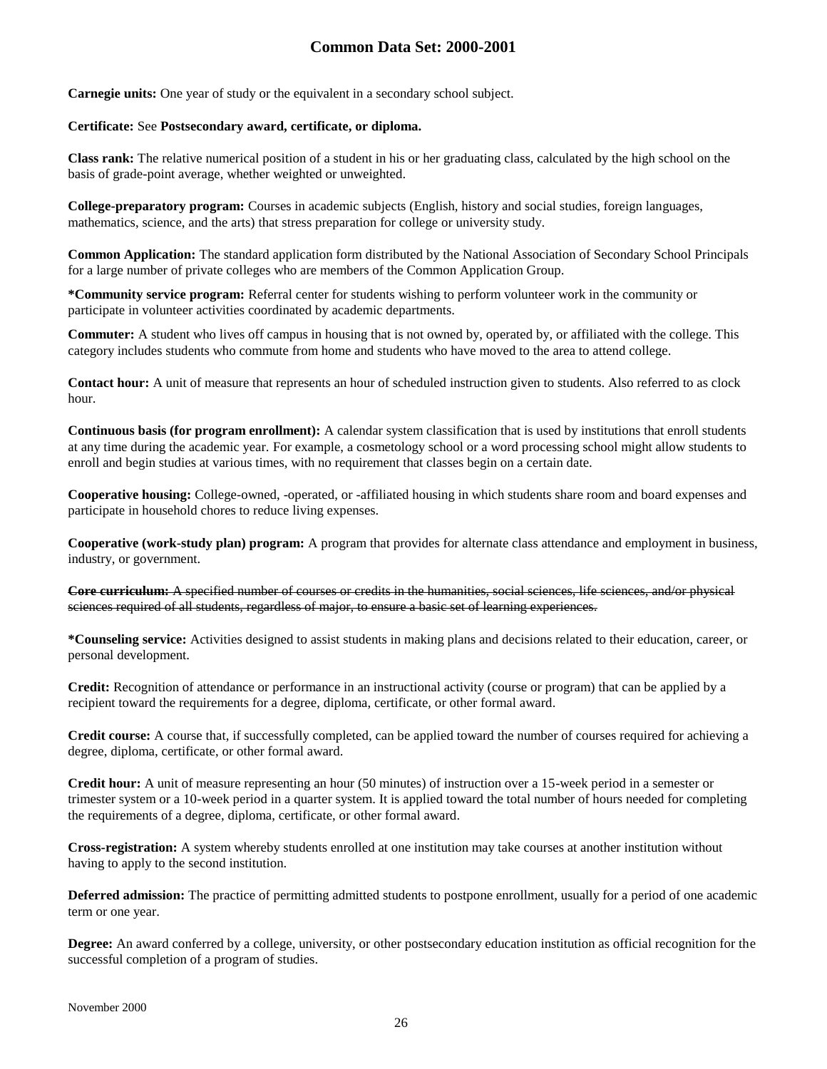**Carnegie units:** One year of study or the equivalent in a secondary school subject.

**Certificate:** See **Postsecondary award, certificate, or diploma.**

**Class rank:** The relative numerical position of a student in his or her graduating class, calculated by the high school on the basis of grade-point average, whether weighted or unweighted.

**College-preparatory program:** Courses in academic subjects (English, history and social studies, foreign languages, mathematics, science, and the arts) that stress preparation for college or university study.

**Common Application:** The standard application form distributed by the National Association of Secondary School Principals for a large number of private colleges who are members of the Common Application Group.

**\*Community service program:** Referral center for students wishing to perform volunteer work in the community or participate in volunteer activities coordinated by academic departments.

**Commuter:** A student who lives off campus in housing that is not owned by, operated by, or affiliated with the college. This category includes students who commute from home and students who have moved to the area to attend college.

**Contact hour:** A unit of measure that represents an hour of scheduled instruction given to students. Also referred to as clock hour.

**Continuous basis (for program enrollment):** A calendar system classification that is used by institutions that enroll students at any time during the academic year. For example, a cosmetology school or a word processing school might allow students to enroll and begin studies at various times, with no requirement that classes begin on a certain date.

**Cooperative housing:** College-owned, -operated, or -affiliated housing in which students share room and board expenses and participate in household chores to reduce living expenses.

**Cooperative (work-study plan) program:** A program that provides for alternate class attendance and employment in business, industry, or government.

~~**Core curriculum:** A specified number of courses or credits in the humanities, social sciences, life sciences, and/or physical sciences required of all students, regardless of major, to ensure a basic set of learning experiences.~~

**\*Counseling service:** Activities designed to assist students in making plans and decisions related to their education, career, or personal development.

**Credit:** Recognition of attendance or performance in an instructional activity (course or program) that can be applied by a recipient toward the requirements for a degree, diploma, certificate, or other formal award.

**Credit course:** A course that, if successfully completed, can be applied toward the number of courses required for achieving a degree, diploma, certificate, or other formal award.

**Credit hour:** A unit of measure representing an hour (50 minutes) of instruction over a 15-week period in a semester or trimester system or a 10-week period in a quarter system. It is applied toward the total number of hours needed for completing the requirements of a degree, diploma, certificate, or other formal award.

**Cross-registration:** A system whereby students enrolled at one institution may take courses at another institution without having to apply to the second institution.

**Deferred admission:** The practice of permitting admitted students to postpone enrollment, usually for a period of one academic term or one year.

**Degree:** An award conferred by a college, university, or other postsecondary education institution as official recognition for the successful completion of a program of studies.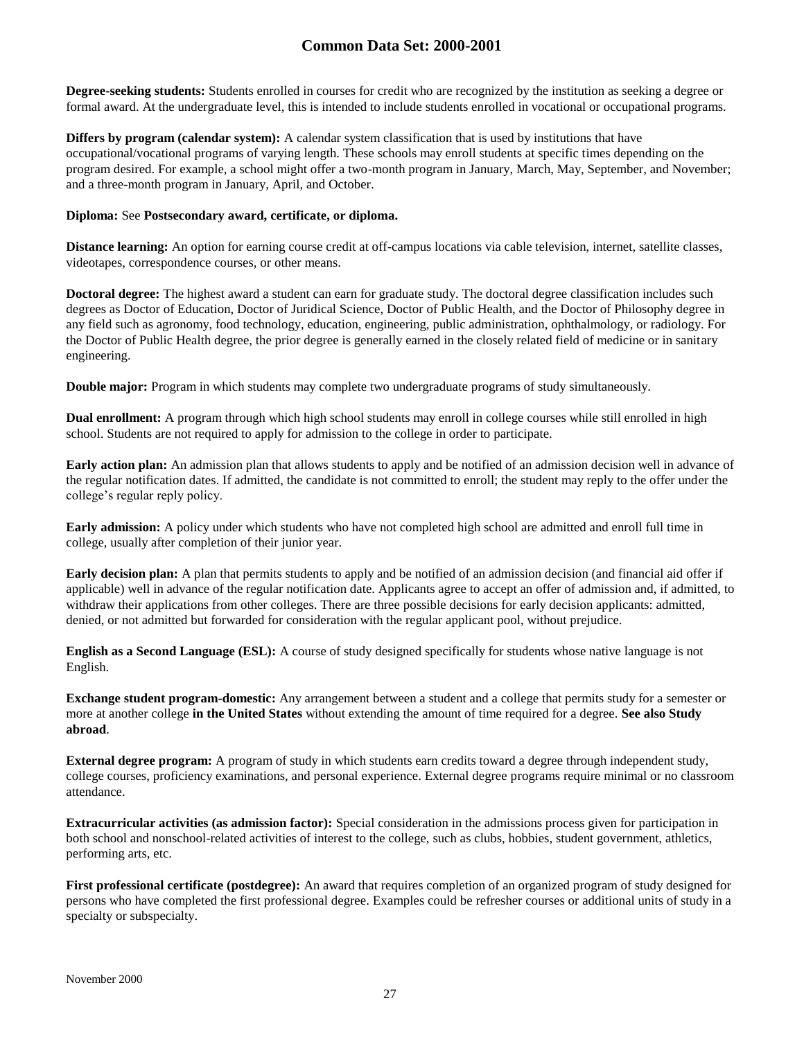**Degree-seeking students:** Students enrolled in courses for credit who are recognized by the institution as seeking a degree or formal award. At the undergraduate level, this is intended to include students enrolled in vocational or occupational programs.

**Differs by program (calendar system):** A calendar system classification that is used by institutions that have occupational/vocational programs of varying length. These schools may enroll students at specific times depending on the program desired. For example, a school might offer a two-month program in January, March, May, September, and November; and a three-month program in January, April, and October.

**Diploma:** See **Postsecondary award, certificate, or diploma.**

**Distance learning:** An option for earning course credit at off-campus locations via cable television, internet, satellite classes, videotapes, correspondence courses, or other means.

**Doctoral degree:** The highest award a student can earn for graduate study. The doctoral degree classification includes such degrees as Doctor of Education, Doctor of Juridical Science, Doctor of Public Health, and the Doctor of Philosophy degree in any field such as agronomy, food technology, education, engineering, public administration, ophthalmology, or radiology. For the Doctor of Public Health degree, the prior degree is generally earned in the closely related field of medicine or in sanitary engineering.

**Double major:** Program in which students may complete two undergraduate programs of study simultaneously.

**Dual enrollment:** A program through which high school students may enroll in college courses while still enrolled in high school. Students are not required to apply for admission to the college in order to participate.

**Early action plan:** An admission plan that allows students to apply and be notified of an admission decision well in advance of the regular notification dates. If admitted, the candidate is not committed to enroll; the student may reply to the offer under the college's regular reply policy.

**Early admission:** A policy under which students who have not completed high school are admitted and enroll full time in college, usually after completion of their junior year.

**Early decision plan:** A plan that permits students to apply and be notified of an admission decision (and financial aid offer if applicable) well in advance of the regular notification date. Applicants agree to accept an offer of admission and, if admitted, to withdraw their applications from other colleges. There are three possible decisions for early decision applicants: admitted, denied, or not admitted but forwarded for consideration with the regular applicant pool, without prejudice.

**English as a Second Language (ESL):** A course of study designed specifically for students whose native language is not English.

**Exchange student program-domestic:** Any arrangement between a student and a college that permits study for a semester or more at another college **in the United States** without extending the amount of time required for a degree. **See also Study abroad**.

**External degree program:** A program of study in which students earn credits toward a degree through independent study, college courses, proficiency examinations, and personal experience. External degree programs require minimal or no classroom attendance.

**Extracurricular activities (as admission factor):** Special consideration in the admissions process given for participation in both school and nonschool-related activities of interest to the college, such as clubs, hobbies, student government, athletics, performing arts, etc.

**First professional certificate (postdegree):** An award that requires completion of an organized program of study designed for persons who have completed the first professional degree. Examples could be refresher courses or additional units of study in a specialty or subspecialty.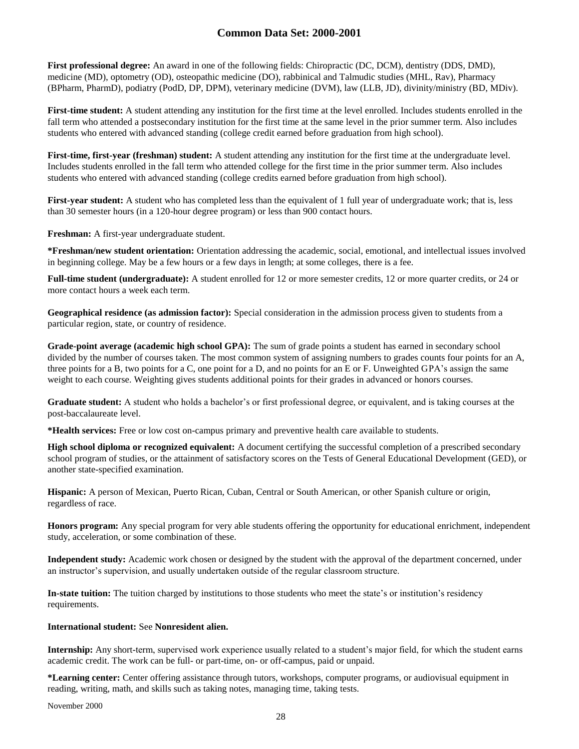**First professional degree:** An award in one of the following fields: Chiropractic (DC, DCM), dentistry (DDS, DMD), medicine (MD), optometry (OD), osteopathic medicine (DO), rabbinical and Talmudic studies (MHL, Rav), Pharmacy (BPharm, PharmD), podiatry (PodD, DP, DPM), veterinary medicine (DVM), law (LLB, JD), divinity/ministry (BD, MDiv).

**First-time student:** A student attending any institution for the first time at the level enrolled. Includes students enrolled in the fall term who attended a postsecondary institution for the first time at the same level in the prior summer term. Also includes students who entered with advanced standing (college credit earned before graduation from high school).

**First-time, first-year (freshman) student:** A student attending any institution for the first time at the undergraduate level. Includes students enrolled in the fall term who attended college for the first time in the prior summer term. Also includes students who entered with advanced standing (college credits earned before graduation from high school).

**First-year student:** A student who has completed less than the equivalent of 1 full year of undergraduate work; that is, less than 30 semester hours (in a 120-hour degree program) or less than 900 contact hours.

**Freshman:** A first-year undergraduate student.

**\*Freshman/new student orientation:** Orientation addressing the academic, social, emotional, and intellectual issues involved in beginning college. May be a few hours or a few days in length; at some colleges, there is a fee.

**Full-time student (undergraduate):** A student enrolled for 12 or more semester credits, 12 or more quarter credits, or 24 or more contact hours a week each term.

**Geographical residence (as admission factor):** Special consideration in the admission process given to students from a particular region, state, or country of residence.

**Grade-point average (academic high school GPA):** The sum of grade points a student has earned in secondary school divided by the number of courses taken. The most common system of assigning numbers to grades counts four points for an A, three points for a B, two points for a C, one point for a D, and no points for an E or F. Unweighted GPA's assign the same weight to each course. Weighting gives students additional points for their grades in advanced or honors courses.

**Graduate student:** A student who holds a bachelor's or first professional degree, or equivalent, and is taking courses at the post-baccalaureate level.

**\*Health services:** Free or low cost on-campus primary and preventive health care available to students.

**High school diploma or recognized equivalent:** A document certifying the successful completion of a prescribed secondary school program of studies, or the attainment of satisfactory scores on the Tests of General Educational Development (GED), or another state-specified examination.

**Hispanic:** A person of Mexican, Puerto Rican, Cuban, Central or South American, or other Spanish culture or origin, regardless of race.

**Honors program:** Any special program for very able students offering the opportunity for educational enrichment, independent study, acceleration, or some combination of these.

**Independent study:** Academic work chosen or designed by the student with the approval of the department concerned, under an instructor's supervision, and usually undertaken outside of the regular classroom structure.

**In-state tuition:** The tuition charged by institutions to those students who meet the state's or institution's residency requirements.

**International student:** See **Nonresident alien.**

**Internship:** Any short-term, supervised work experience usually related to a student's major field, for which the student earns academic credit. The work can be full- or part-time, on- or off-campus, paid or unpaid.

**\*Learning center:** Center offering assistance through tutors, workshops, computer programs, or audiovisual equipment in reading, writing, math, and skills such as taking notes, managing time, taking tests.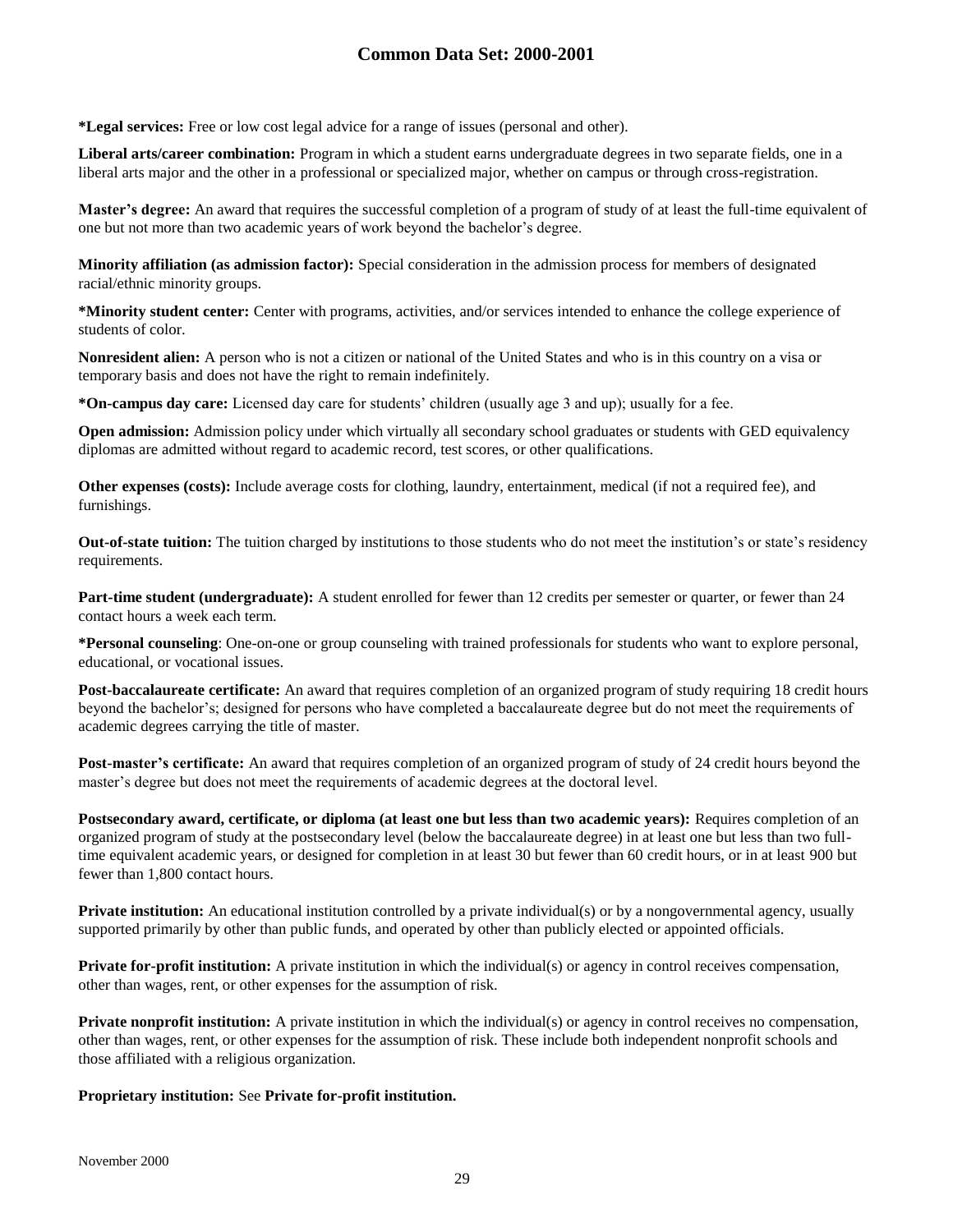**\*Legal services:** Free or low cost legal advice for a range of issues (personal and other).

**Liberal arts/career combination:** Program in which a student earns undergraduate degrees in two separate fields, one in a liberal arts major and the other in a professional or specialized major, whether on campus or through cross-registration.

**Master's degree:** An award that requires the successful completion of a program of study of at least the full-time equivalent of one but not more than two academic years of work beyond the bachelor's degree.

**Minority affiliation (as admission factor):** Special consideration in the admission process for members of designated racial/ethnic minority groups.

**\*Minority student center:** Center with programs, activities, and/or services intended to enhance the college experience of students of color.

**Nonresident alien:** A person who is not a citizen or national of the United States and who is in this country on a visa or temporary basis and does not have the right to remain indefinitely.

**\*On-campus day care:** Licensed day care for students' children (usually age 3 and up); usually for a fee.

**Open admission:** Admission policy under which virtually all secondary school graduates or students with GED equivalency diplomas are admitted without regard to academic record, test scores, or other qualifications.

**Other expenses (costs):** Include average costs for clothing, laundry, entertainment, medical (if not a required fee), and furnishings.

**Out-of-state tuition:** The tuition charged by institutions to those students who do not meet the institution's or state's residency requirements.

**Part-time student (undergraduate):** A student enrolled for fewer than 12 credits per semester or quarter, or fewer than 24 contact hours a week each term.

**\*Personal counseling**: One-on-one or group counseling with trained professionals for students who want to explore personal, educational, or vocational issues.

**Post-baccalaureate certificate:** An award that requires completion of an organized program of study requiring 18 credit hours beyond the bachelor's; designed for persons who have completed a baccalaureate degree but do not meet the requirements of academic degrees carrying the title of master.

**Post-master's certificate:** An award that requires completion of an organized program of study of 24 credit hours beyond the master's degree but does not meet the requirements of academic degrees at the doctoral level.

**Postsecondary award, certificate, or diploma (at least one but less than two academic years):** Requires completion of an organized program of study at the postsecondary level (below the baccalaureate degree) in at least one but less than two full-time equivalent academic years, or designed for completion in at least 30 but fewer than 60 credit hours, or in at least 900 but fewer than 1,800 contact hours.

**Private institution:** An educational institution controlled by a private individual(s) or by a nongovernmental agency, usually supported primarily by other than public funds, and operated by other than publicly elected or appointed officials.

**Private for-profit institution:** A private institution in which the individual(s) or agency in control receives compensation, other than wages, rent, or other expenses for the assumption of risk.

**Private nonprofit institution:** A private institution in which the individual(s) or agency in control receives no compensation, other than wages, rent, or other expenses for the assumption of risk. These include both independent nonprofit schools and those affiliated with a religious organization.

**Proprietary institution:** See **Private for-profit institution.**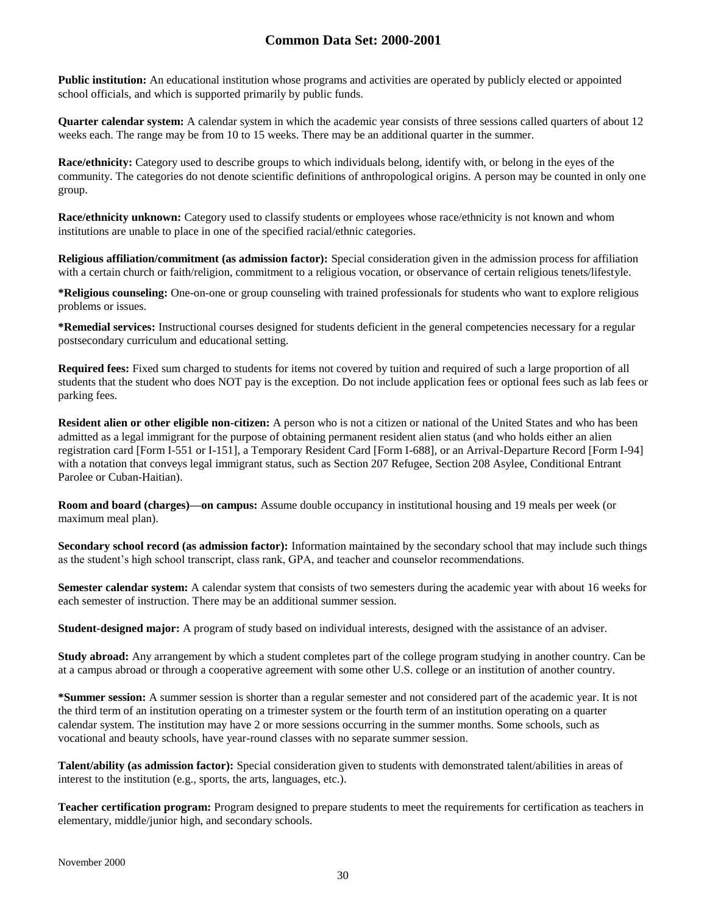**Public institution:** An educational institution whose programs and activities are operated by publicly elected or appointed school officials, and which is supported primarily by public funds.

**Quarter calendar system:** A calendar system in which the academic year consists of three sessions called quarters of about 12 weeks each. The range may be from 10 to 15 weeks. There may be an additional quarter in the summer.

**Race/ethnicity:** Category used to describe groups to which individuals belong, identify with, or belong in the eyes of the community. The categories do not denote scientific definitions of anthropological origins. A person may be counted in only one group.

**Race/ethnicity unknown:** Category used to classify students or employees whose race/ethnicity is not known and whom institutions are unable to place in one of the specified racial/ethnic categories.

**Religious affiliation/commitment (as admission factor):** Special consideration given in the admission process for affiliation with a certain church or faith/religion, commitment to a religious vocation, or observance of certain religious tenets/lifestyle.

**\*Religious counseling:** One-on-one or group counseling with trained professionals for students who want to explore religious problems or issues.

**\*Remedial services:** Instructional courses designed for students deficient in the general competencies necessary for a regular postsecondary curriculum and educational setting.

**Required fees:** Fixed sum charged to students for items not covered by tuition and required of such a large proportion of all students that the student who does NOT pay is the exception. Do not include application fees or optional fees such as lab fees or parking fees.

**Resident alien or other eligible non-citizen:** A person who is not a citizen or national of the United States and who has been admitted as a legal immigrant for the purpose of obtaining permanent resident alien status (and who holds either an alien registration card [Form I-551 or I-151], a Temporary Resident Card [Form I-688], or an Arrival-Departure Record [Form I-94] with a notation that conveys legal immigrant status, such as Section 207 Refugee, Section 208 Asylee, Conditional Entrant Parolee or Cuban-Haitian).

**Room and board (charges)—on campus:** Assume double occupancy in institutional housing and 19 meals per week (or maximum meal plan).

**Secondary school record (as admission factor):** Information maintained by the secondary school that may include such things as the student's high school transcript, class rank, GPA, and teacher and counselor recommendations.

**Semester calendar system:** A calendar system that consists of two semesters during the academic year with about 16 weeks for each semester of instruction. There may be an additional summer session.

**Student-designed major:** A program of study based on individual interests, designed with the assistance of an adviser.

**Study abroad:** Any arrangement by which a student completes part of the college program studying in another country. Can be at a campus abroad or through a cooperative agreement with some other U.S. college or an institution of another country.

**\*Summer session:** A summer session is shorter than a regular semester and not considered part of the academic year. It is not the third term of an institution operating on a trimester system or the fourth term of an institution operating on a quarter calendar system. The institution may have 2 or more sessions occurring in the summer months. Some schools, such as vocational and beauty schools, have year-round classes with no separate summer session.

**Talent/ability (as admission factor):** Special consideration given to students with demonstrated talent/abilities in areas of interest to the institution (e.g., sports, the arts, languages, etc.).

**Teacher certification program:** Program designed to prepare students to meet the requirements for certification as teachers in elementary, middle/junior high, and secondary schools.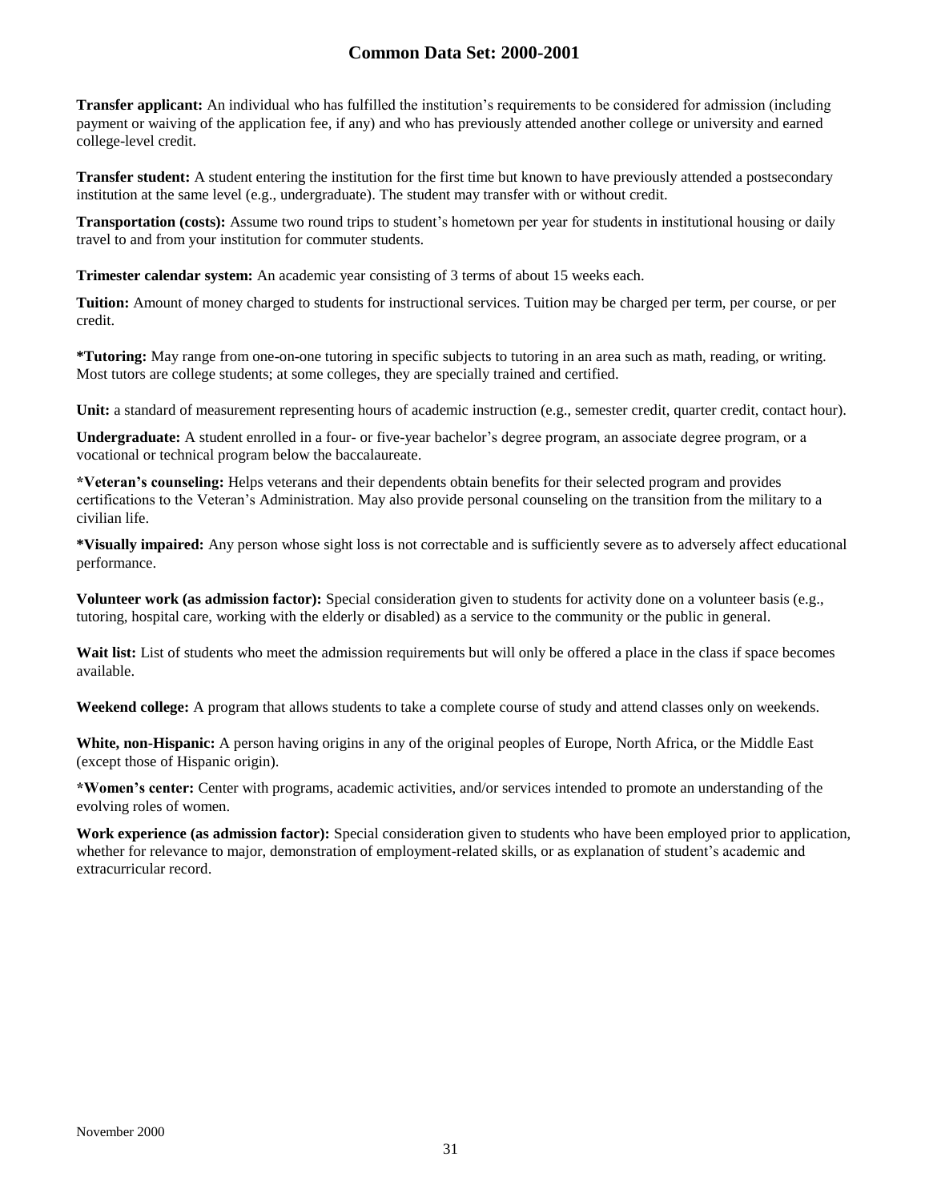**Transfer applicant:** An individual who has fulfilled the institution's requirements to be considered for admission (including payment or waiving of the application fee, if any) and who has previously attended another college or university and earned college-level credit.

**Transfer student:** A student entering the institution for the first time but known to have previously attended a postsecondary institution at the same level (e.g., undergraduate). The student may transfer with or without credit.

**Transportation (costs):** Assume two round trips to student's hometown per year for students in institutional housing or daily travel to and from your institution for commuter students.

**Trimester calendar system:** An academic year consisting of 3 terms of about 15 weeks each.

**Tuition:** Amount of money charged to students for instructional services. Tuition may be charged per term, per course, or per credit.

**\*Tutoring:** May range from one-on-one tutoring in specific subjects to tutoring in an area such as math, reading, or writing. Most tutors are college students; at some colleges, they are specially trained and certified.

**Unit:** a standard of measurement representing hours of academic instruction (e.g., semester credit, quarter credit, contact hour).

**Undergraduate:** A student enrolled in a four- or five-year bachelor's degree program, an associate degree program, or a vocational or technical program below the baccalaureate.

**\*Veteran's counseling:** Helps veterans and their dependents obtain benefits for their selected program and provides certifications to the Veteran's Administration. May also provide personal counseling on the transition from the military to a civilian life.

**\*Visually impaired:** Any person whose sight loss is not correctable and is sufficiently severe as to adversely affect educational performance.

**Volunteer work (as admission factor):** Special consideration given to students for activity done on a volunteer basis (e.g., tutoring, hospital care, working with the elderly or disabled) as a service to the community or the public in general.

**Wait list:** List of students who meet the admission requirements but will only be offered a place in the class if space becomes available.

**Weekend college:** A program that allows students to take a complete course of study and attend classes only on weekends.

**White, non-Hispanic:** A person having origins in any of the original peoples of Europe, North Africa, or the Middle East (except those of Hispanic origin).

**\*Women's center:** Center with programs, academic activities, and/or services intended to promote an understanding of the evolving roles of women.

**Work experience (as admission factor):** Special consideration given to students who have been employed prior to application, whether for relevance to major, demonstration of employment-related skills, or as explanation of student's academic and extracurricular record.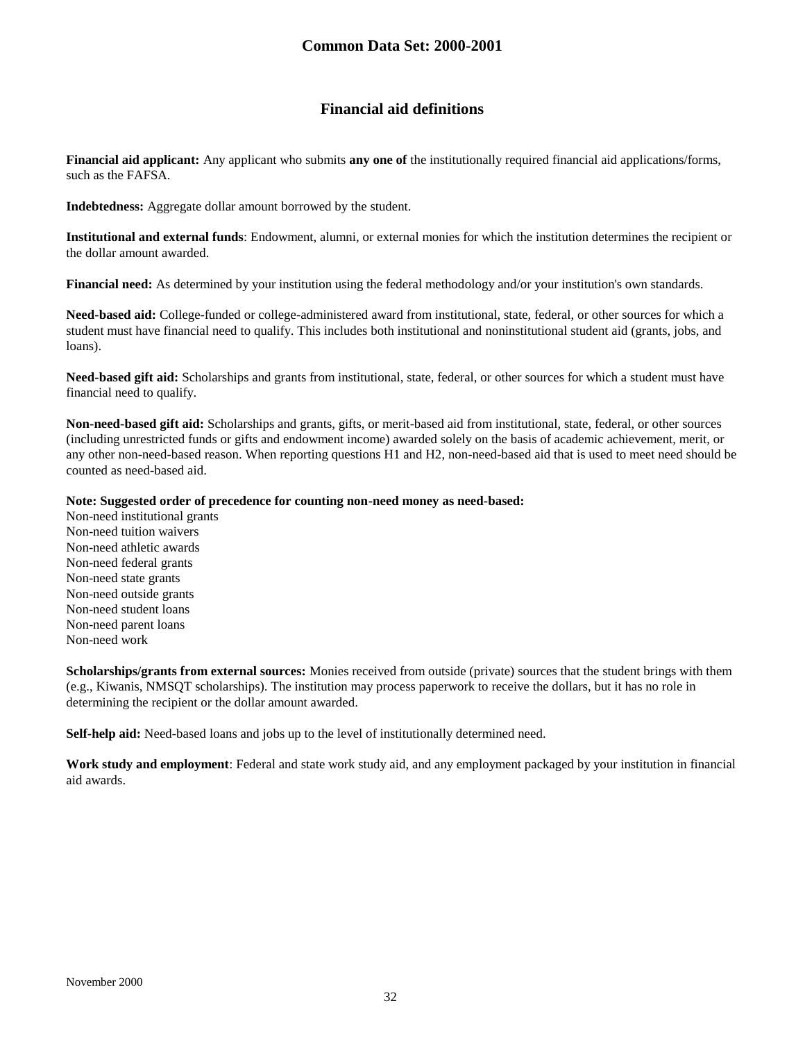## Financial aid definitions

**Financial aid applicant:** Any applicant who submits **any one of** the institutionally required financial aid applications/forms, such as the FAFSA.

**Indebtedness:** Aggregate dollar amount borrowed by the student.

**Institutional and external funds**: Endowment, alumni, or external monies for which the institution determines the recipient or the dollar amount awarded.

**Financial need:** As determined by your institution using the federal methodology and/or your institution's own standards.

**Need-based aid:** College-funded or college-administered award from institutional, state, federal, or other sources for which a student must have financial need to qualify. This includes both institutional and noninstitutional student aid (grants, jobs, and loans).

**Need-based gift aid:** Scholarships and grants from institutional, state, federal, or other sources for which a student must have financial need to qualify.

**Non-need-based gift aid:** Scholarships and grants, gifts, or merit-based aid from institutional, state, federal, or other sources (including unrestricted funds or gifts and endowment income) awarded solely on the basis of academic achievement, merit, or any other non-need-based reason. When reporting questions H1 and H2, non-need-based aid that is used to meet need should be counted as need-based aid.

**Note: Suggested order of precedence for counting non-need money as need-based:**
Non-need institutional grants
Non-need tuition waivers
Non-need athletic awards
Non-need federal grants
Non-need state grants
Non-need outside grants
Non-need student loans
Non-need parent loans
Non-need work

**Scholarships/grants from external sources:** Monies received from outside (private) sources that the student brings with them (e.g., Kiwanis, NMSQT scholarships). The institution may process paperwork to receive the dollars, but it has no role in determining the recipient or the dollar amount awarded.

**Self-help aid:** Need-based loans and jobs up to the level of institutionally determined need.

**Work study and employment**: Federal and state work study aid, and any employment packaged by your institution in financial aid awards.